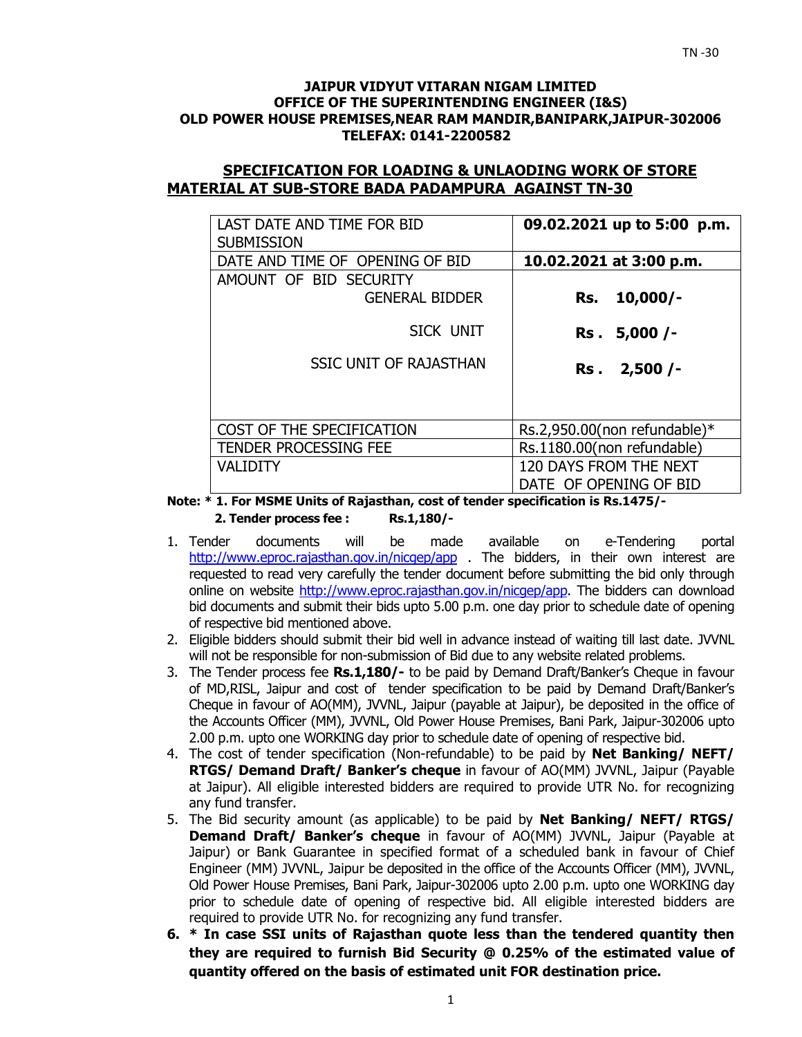TN -30

**JAIPUR VIDYUT VITARAN NIGAM LIMITED**
**OFFICE OF THE SUPERINTENDING ENGINEER (I&S)**
**OLD POWER HOUSE PREMISES,NEAR RAM MANDIR,BANIPARK,JAIPUR-302006**
**TELEFAX: 0141-2200582**

## SPECIFICATION FOR LOADING & UNLAODING WORK OF STORE MATERIAL AT SUB-STORE BADA PADAMPURA AGAINST TN-30

| | |
|---|---|
| LAST DATE AND TIME FOR BID SUBMISSION | **09.02.2021 up to 5:00 p.m.** |
| DATE AND TIME OF OPENING OF BID | **10.02.2021 at 3:00 p.m.** |
| AMOUNT OF BID SECURITY<br>GENERAL BIDDER<br>SICK UNIT<br>SSIC UNIT OF RAJASTHAN | <br>**Rs. 10,000/-**<br>**Rs . 5,000 /-**<br>**Rs . 2,500 /-** |
| COST OF THE SPECIFICATION | Rs.2,950.00(non refundable)* |
| TENDER PROCESSING FEE | Rs.1180.00(non refundable) |
| VALIDITY | 120 DAYS FROM THE NEXT DATE OF OPENING OF BID |

**Note: * 1. For MSME Units of Rajasthan, cost of tender specification is Rs.1475/-**
**2. Tender process fee : Rs.1,180/-**

1. Tender documents will be made available on e-Tendering portal http://www.eproc.rajasthan.gov.in/nicgep/app . The bidders, in their own interest are requested to read very carefully the tender document before submitting the bid only through online on website http://www.eproc.rajasthan.gov.in/nicgep/app. The bidders can download bid documents and submit their bids upto 5.00 p.m. one day prior to schedule date of opening of respective bid mentioned above.
2. Eligible bidders should submit their bid well in advance instead of waiting till last date. JVVNL will not be responsible for non-submission of Bid due to any website related problems.
3. The Tender process fee **Rs.1,180/-** to be paid by Demand Draft/Banker's Cheque in favour of MD,RISL, Jaipur and cost of tender specification to be paid by Demand Draft/Banker's Cheque in favour of AO(MM), JVVNL, Jaipur (payable at Jaipur), be deposited in the office of the Accounts Officer (MM), JVVNL, Old Power House Premises, Bani Park, Jaipur-302006 upto 2.00 p.m. upto one WORKING day prior to schedule date of opening of respective bid.
4. The cost of tender specification (Non-refundable) to be paid by **Net Banking/ NEFT/ RTGS/ Demand Draft/ Banker's cheque** in favour of AO(MM) JVVNL, Jaipur (Payable at Jaipur). All eligible interested bidders are required to provide UTR No. for recognizing any fund transfer.
5. The Bid security amount (as applicable) to be paid by **Net Banking/ NEFT/ RTGS/ Demand Draft/ Banker's cheque** in favour of AO(MM) JVVNL, Jaipur (Payable at Jaipur) or Bank Guarantee in specified format of a scheduled bank in favour of Chief Engineer (MM) JVVNL, Jaipur be deposited in the office of the Accounts Officer (MM), JVVNL, Old Power House Premises, Bani Park, Jaipur-302006 upto 2.00 p.m. upto one WORKING day prior to schedule date of opening of respective bid. All eligible interested bidders are required to provide UTR No. for recognizing any fund transfer.
6. **\* In case SSI units of Rajasthan quote less than the tendered quantity then they are required to furnish Bid Security @ 0.25% of the estimated value of quantity offered on the basis of estimated unit FOR destination price.**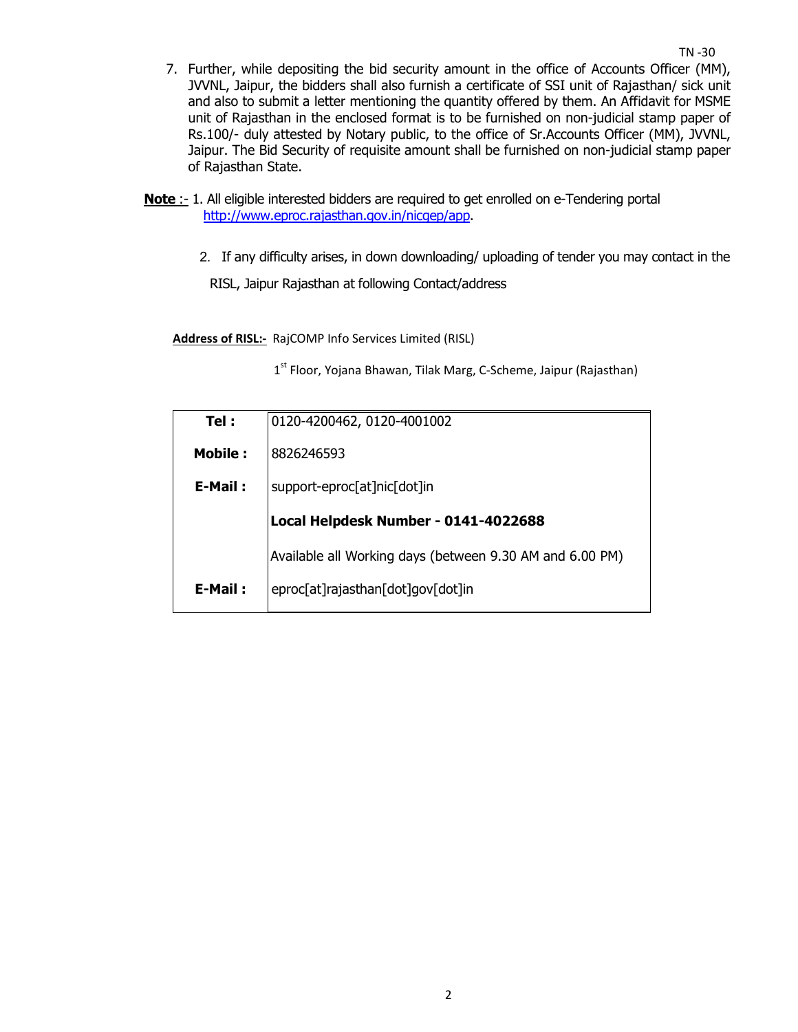7. Further, while depositing the bid security amount in the office of Accounts Officer (MM), JVVNL, Jaipur, the bidders shall also furnish a certificate of SSI unit of Rajasthan/ sick unit and also to submit a letter mentioning the quantity offered by them. An Affidavit for MSME unit of Rajasthan in the enclosed format is to be furnished on non-judicial stamp paper of Rs.100/- duly attested by Notary public, to the office of Sr.Accounts Officer (MM), JVVNL, Jaipur. The Bid Security of requisite amount shall be furnished on non-judicial stamp paper of Rajasthan State.

**Note** :- 1. All eligible interested bidders are required to get enrolled on e-Tendering portal http://www.eproc.rajasthan.gov.in/nicgep/app.

2. If any difficulty arises, in down downloading/ uploading of tender you may contact in the RISL, Jaipur Rajasthan at following Contact/address

**Address of RISL:-** RajCOMP Info Services Limited (RISL)

1st Floor, Yojana Bhawan, Tilak Marg, C-Scheme, Jaipur (Rajasthan)

| | |
|---|---|
| **Tel :** | 0120-4200462, 0120-4001002 |
| **Mobile :** | 8826246593 |
| **E-Mail :** | support-eproc[at]nic[dot]in |
| | **Local Helpdesk Number - 0141-4022688** |
| | Available all Working days (between 9.30 AM and 6.00 PM) |
| **E-Mail :** | eproc[at]rajasthan[dot]gov[dot]in |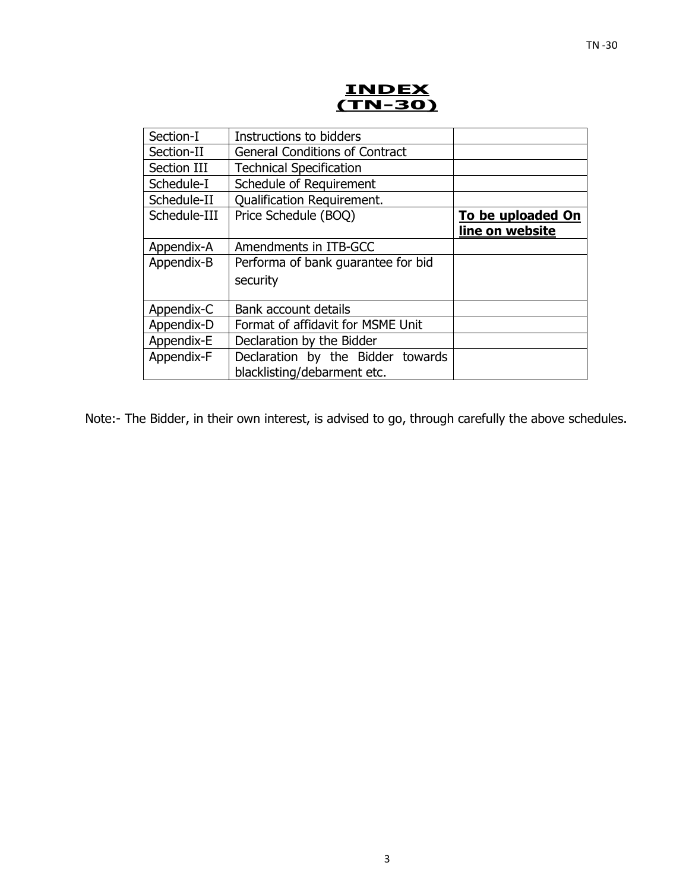# INDEX
# (TN-30)

| Section-I | Instructions to bidders | |
|---|---|---|
| Section-II | General Conditions of Contract | |
| Section III | Technical Specification | |
| Schedule-I | Schedule of Requirement | |
| Schedule-II | Qualification Requirement. | |
| Schedule-III | Price Schedule (BOQ) | **To be uploaded On line on website** |
| Appendix-A | Amendments in ITB-GCC | |
| Appendix-B | Performa of bank guarantee for bid security | |
| Appendix-C | Bank account details | |
| Appendix-D | Format of affidavit for MSME Unit | |
| Appendix-E | Declaration by the Bidder | |
| Appendix-F | Declaration by the Bidder towards blacklisting/debarment etc. | |

Note:- The Bidder, in their own interest, is advised to go, through carefully the above schedules.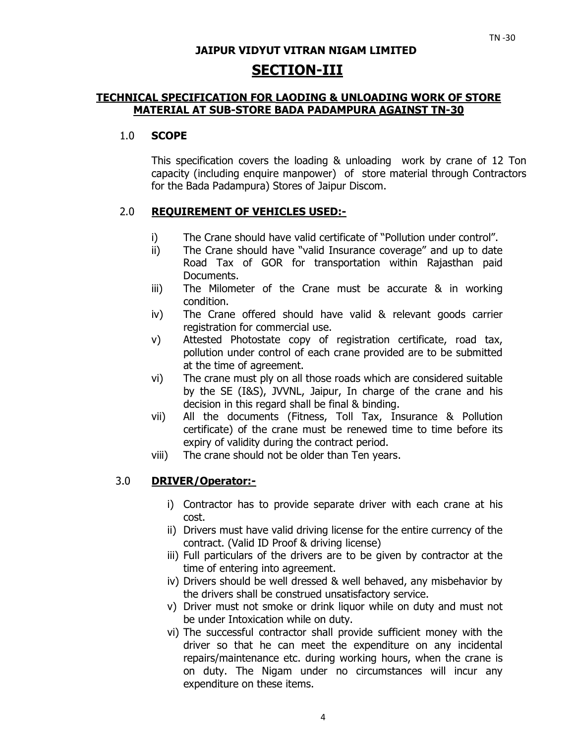**JAIPUR VIDYUT VITRAN NIGAM LIMITED**

# SECTION-III

## TECHNICAL SPECIFICATION FOR LAODING & UNLOADING WORK OF STORE MATERIAL AT SUB-STORE BADA PADAMPURA AGAINST TN-30

### 1.0 SCOPE

This specification covers the loading & unloading work by crane of 12 Ton capacity (including enquire manpower) of store material through Contractors for the Bada Padampura) Stores of Jaipur Discom.

### 2.0 REQUIREMENT OF VEHICLES USED:-

- i) The Crane should have valid certificate of "Pollution under control".
- ii) The Crane should have "valid Insurance coverage" and up to date Road Tax of GOR for transportation within Rajasthan paid Documents.
- iii) The Milometer of the Crane must be accurate & in working condition.
- iv) The Crane offered should have valid & relevant goods carrier registration for commercial use.
- v) Attested Photostate copy of registration certificate, road tax, pollution under control of each crane provided are to be submitted at the time of agreement.
- vi) The crane must ply on all those roads which are considered suitable by the SE (I&S), JVVNL, Jaipur, In charge of the crane and his decision in this regard shall be final & binding.
- vii) All the documents (Fitness, Toll Tax, Insurance & Pollution certificate) of the crane must be renewed time to time before its expiry of validity during the contract period.
- viii) The crane should not be older than Ten years.

### 3.0 DRIVER/Operator:-

- i) Contractor has to provide separate driver with each crane at his cost.
- ii) Drivers must have valid driving license for the entire currency of the contract. (Valid ID Proof & driving license)
- iii) Full particulars of the drivers are to be given by contractor at the time of entering into agreement.
- iv) Drivers should be well dressed & well behaved, any misbehavior by the drivers shall be construed unsatisfactory service.
- v) Driver must not smoke or drink liquor while on duty and must not be under Intoxication while on duty.
- vi) The successful contractor shall provide sufficient money with the driver so that he can meet the expenditure on any incidental repairs/maintenance etc. during working hours, when the crane is on duty. The Nigam under no circumstances will incur any expenditure on these items.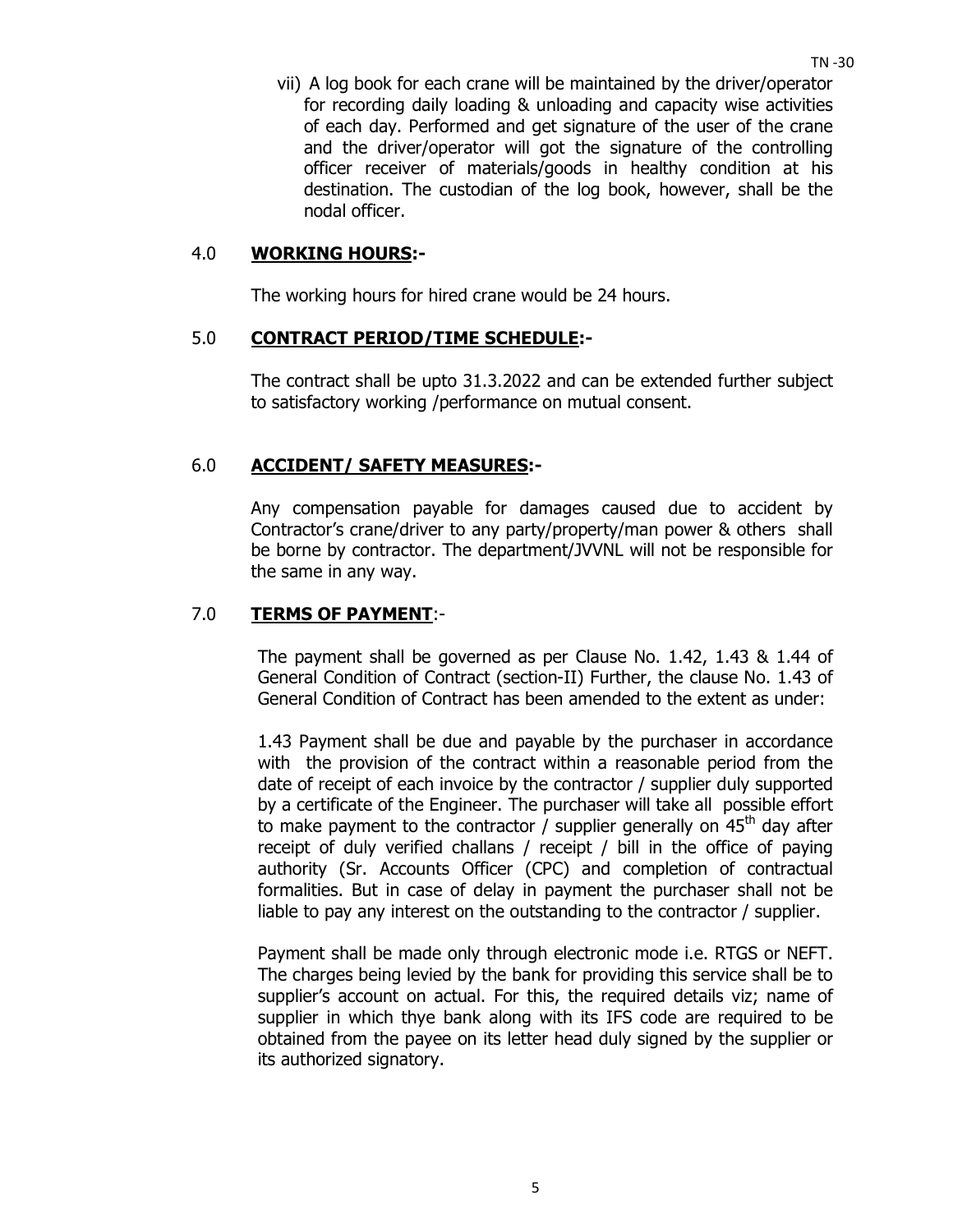vii) A log book for each crane will be maintained by the driver/operator for recording daily loading & unloading and capacity wise activities of each day. Performed and get signature of the user of the crane and the driver/operator will got the signature of the controlling officer receiver of materials/goods in healthy condition at his destination. The custodian of the log book, however, shall be the nodal officer.

## 4.0 **WORKING HOURS:-**

The working hours for hired crane would be 24 hours.

## 5.0 **CONTRACT PERIOD/TIME SCHEDULE:-**

The contract shall be upto 31.3.2022 and can be extended further subject to satisfactory working /performance on mutual consent.

## 6.0 **ACCIDENT/ SAFETY MEASURES:-**

Any compensation payable for damages caused due to accident by Contractor's crane/driver to any party/property/man power & others shall be borne by contractor. The department/JVVNL will not be responsible for the same in any way.

## 7.0 **TERMS OF PAYMENT**:-

The payment shall be governed as per Clause No. 1.42, 1.43 & 1.44 of General Condition of Contract (section-II) Further, the clause No. 1.43 of General Condition of Contract has been amended to the extent as under:

1.43 Payment shall be due and payable by the purchaser in accordance with the provision of the contract within a reasonable period from the date of receipt of each invoice by the contractor / supplier duly supported by a certificate of the Engineer. The purchaser will take all possible effort to make payment to the contractor / supplier generally on 45th day after receipt of duly verified challans / receipt / bill in the office of paying authority (Sr. Accounts Officer (CPC) and completion of contractual formalities. But in case of delay in payment the purchaser shall not be liable to pay any interest on the outstanding to the contractor / supplier.

Payment shall be made only through electronic mode i.e. RTGS or NEFT. The charges being levied by the bank for providing this service shall be to supplier's account on actual. For this, the required details viz; name of supplier in which thye bank along with its IFS code are required to be obtained from the payee on its letter head duly signed by the supplier or its authorized signatory.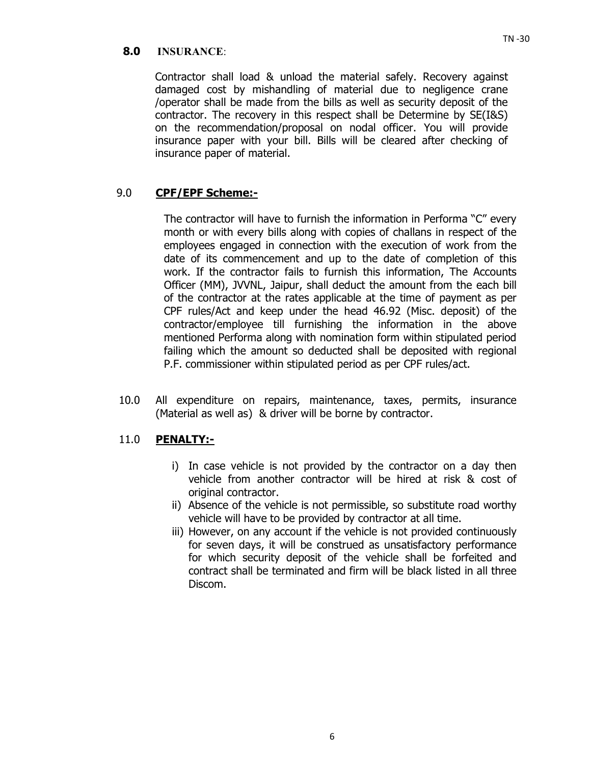## 8.0 INSURANCE:

Contractor shall load & unload the material safely. Recovery against damaged cost by mishandling of material due to negligence crane /operator shall be made from the bills as well as security deposit of the contractor. The recovery in this respect shall be Determine by SE(I&S) on the recommendation/proposal on nodal officer. You will provide insurance paper with your bill. Bills will be cleared after checking of insurance paper of material.

## 9.0 CPF/EPF Scheme:-

The contractor will have to furnish the information in Performa "C" every month or with every bills along with copies of challans in respect of the employees engaged in connection with the execution of work from the date of its commencement and up to the date of completion of this work. If the contractor fails to furnish this information, The Accounts Officer (MM), JVVNL, Jaipur, shall deduct the amount from the each bill of the contractor at the rates applicable at the time of payment as per CPF rules/Act and keep under the head 46.92 (Misc. deposit) of the contractor/employee till furnishing the information in the above mentioned Performa along with nomination form within stipulated period failing which the amount so deducted shall be deposited with regional P.F. commissioner within stipulated period as per CPF rules/act.

10.0 All expenditure on repairs, maintenance, taxes, permits, insurance (Material as well as) & driver will be borne by contractor.

## 11.0 PENALTY:-

i) In case vehicle is not provided by the contractor on a day then vehicle from another contractor will be hired at risk & cost of original contractor.

ii) Absence of the vehicle is not permissible, so substitute road worthy vehicle will have to be provided by contractor at all time.

iii) However, on any account if the vehicle is not provided continuously for seven days, it will be construed as unsatisfactory performance for which security deposit of the vehicle shall be forfeited and contract shall be terminated and firm will be black listed in all three Discom.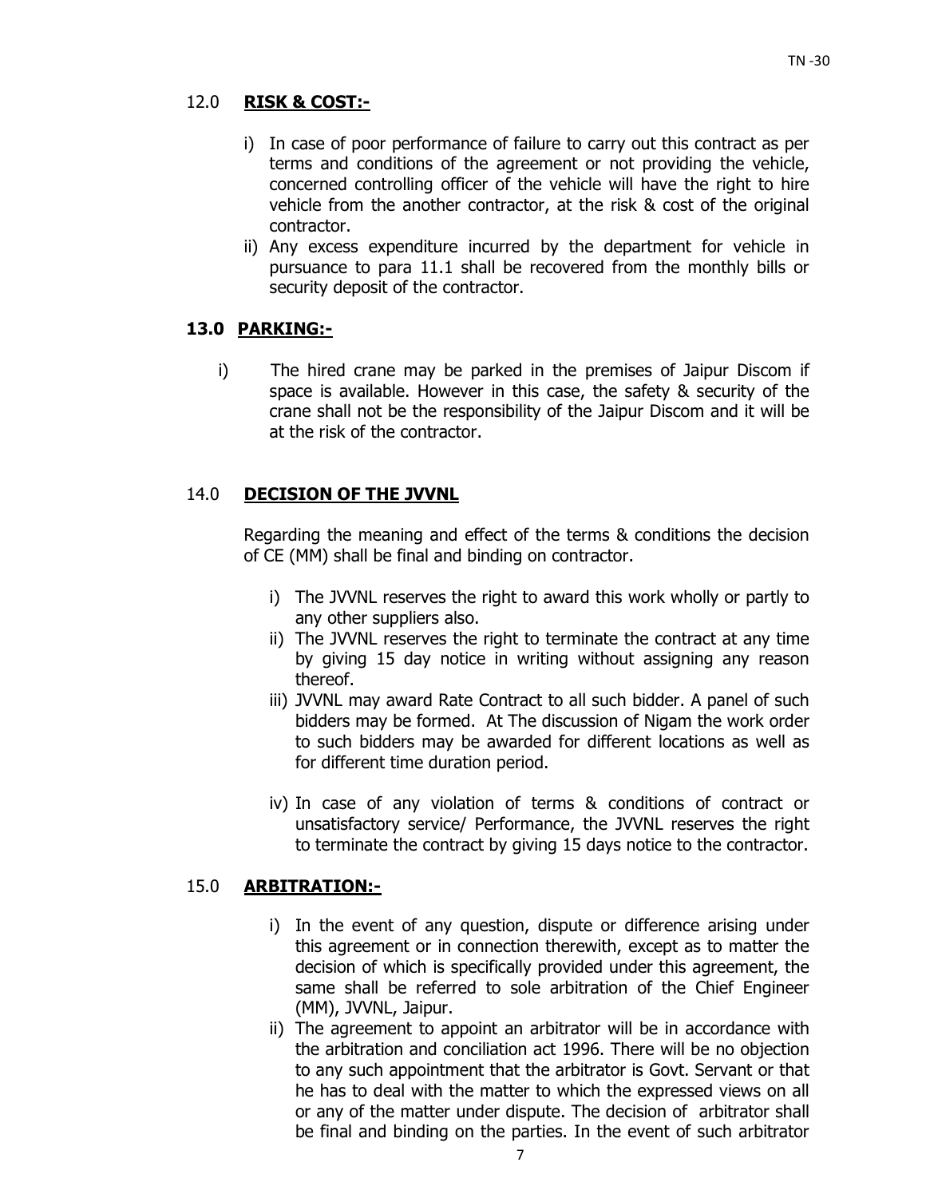## 12.0 RISK & COST:-

i) In case of poor performance of failure to carry out this contract as per terms and conditions of the agreement or not providing the vehicle, concerned controlling officer of the vehicle will have the right to hire vehicle from the another contractor, at the risk & cost of the original contractor.

ii) Any excess expenditure incurred by the department for vehicle in pursuance to para 11.1 shall be recovered from the monthly bills or security deposit of the contractor.

## 13.0 PARKING:-

i) The hired crane may be parked in the premises of Jaipur Discom if space is available. However in this case, the safety & security of the crane shall not be the responsibility of the Jaipur Discom and it will be at the risk of the contractor.

## 14.0 DECISION OF THE JVVNL

Regarding the meaning and effect of the terms & conditions the decision of CE (MM) shall be final and binding on contractor.

i) The JVVNL reserves the right to award this work wholly or partly to any other suppliers also.

ii) The JVVNL reserves the right to terminate the contract at any time by giving 15 day notice in writing without assigning any reason thereof.

iii) JVVNL may award Rate Contract to all such bidder. A panel of such bidders may be formed. At The discussion of Nigam the work order to such bidders may be awarded for different locations as well as for different time duration period.

iv) In case of any violation of terms & conditions of contract or unsatisfactory service/ Performance, the JVVNL reserves the right to terminate the contract by giving 15 days notice to the contractor.

## 15.0 ARBITRATION:-

i) In the event of any question, dispute or difference arising under this agreement or in connection therewith, except as to matter the decision of which is specifically provided under this agreement, the same shall be referred to sole arbitration of the Chief Engineer (MM), JVVNL, Jaipur.

ii) The agreement to appoint an arbitrator will be in accordance with the arbitration and conciliation act 1996. There will be no objection to any such appointment that the arbitrator is Govt. Servant or that he has to deal with the matter to which the expressed views on all or any of the matter under dispute. The decision of arbitrator shall be final and binding on the parties. In the event of such arbitrator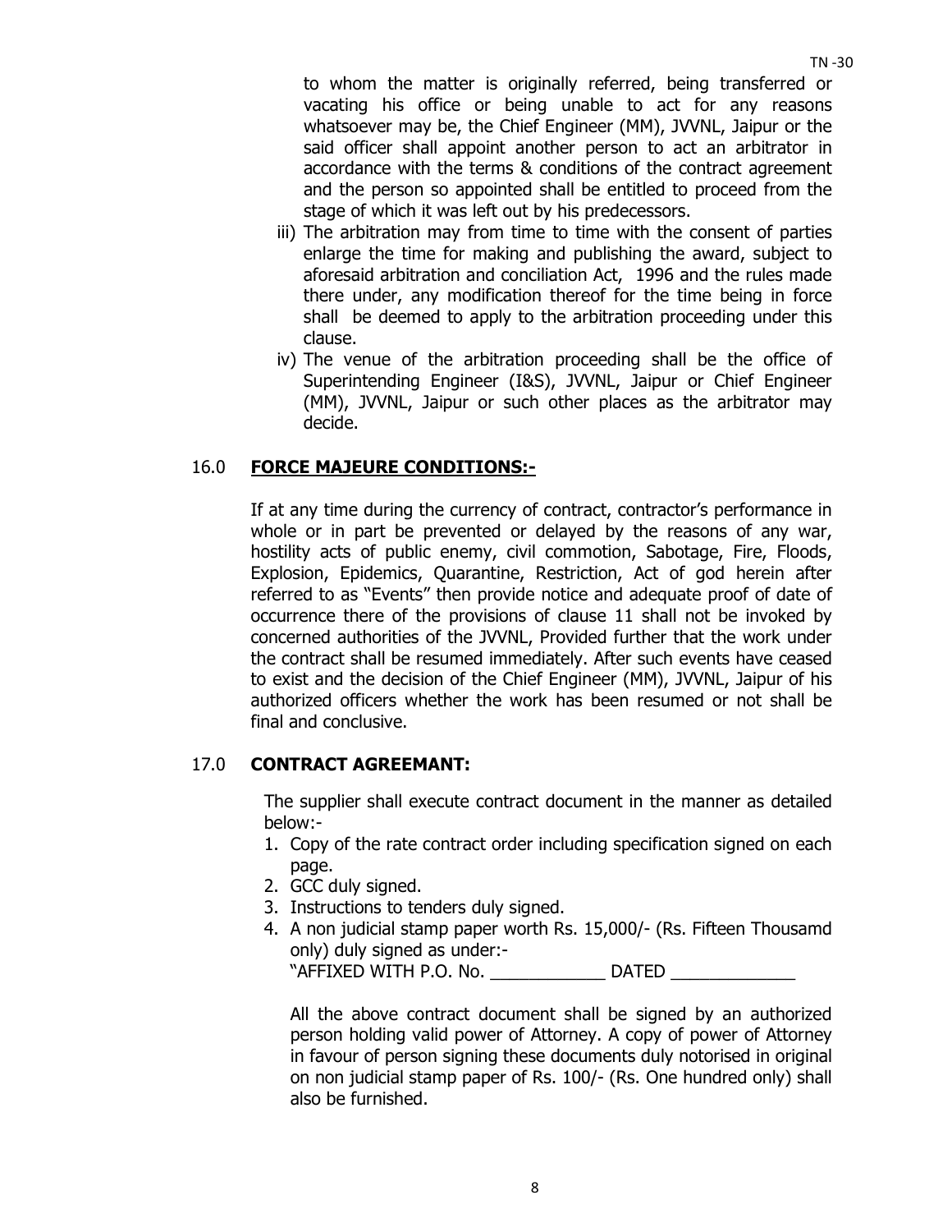to whom the matter is originally referred, being transferred or vacating his office or being unable to act for any reasons whatsoever may be, the Chief Engineer (MM), JVVNL, Jaipur or the said officer shall appoint another person to act an arbitrator in accordance with the terms & conditions of the contract agreement and the person so appointed shall be entitled to proceed from the stage of which it was left out by his predecessors.

iii) The arbitration may from time to time with the consent of parties enlarge the time for making and publishing the award, subject to aforesaid arbitration and conciliation Act, 1996 and the rules made there under, any modification thereof for the time being in force shall be deemed to apply to the arbitration proceeding under this clause.

iv) The venue of the arbitration proceeding shall be the office of Superintending Engineer (I&S), JVVNL, Jaipur or Chief Engineer (MM), JVVNL, Jaipur or such other places as the arbitrator may decide.

## 16.0 **FORCE MAJEURE CONDITIONS:-**

If at any time during the currency of contract, contractor's performance in whole or in part be prevented or delayed by the reasons of any war, hostility acts of public enemy, civil commotion, Sabotage, Fire, Floods, Explosion, Epidemics, Quarantine, Restriction, Act of god herein after referred to as "Events" then provide notice and adequate proof of date of occurrence there of the provisions of clause 11 shall not be invoked by concerned authorities of the JVVNL, Provided further that the work under the contract shall be resumed immediately. After such events have ceased to exist and the decision of the Chief Engineer (MM), JVVNL, Jaipur of his authorized officers whether the work has been resumed or not shall be final and conclusive.

## 17.0 **CONTRACT AGREEMANT:**

The supplier shall execute contract document in the manner as detailed below:-

1. Copy of the rate contract order including specification signed on each page.
2. GCC duly signed.
3. Instructions to tenders duly signed.
4. A non judicial stamp paper worth Rs. 15,000/- (Rs. Fifteen Thousamd only) duly signed as under:-
   "AFFIXED WITH P.O. No. ____________ DATED _____________

All the above contract document shall be signed by an authorized person holding valid power of Attorney. A copy of power of Attorney in favour of person signing these documents duly notorised in original on non judicial stamp paper of Rs. 100/- (Rs. One hundred only) shall also be furnished.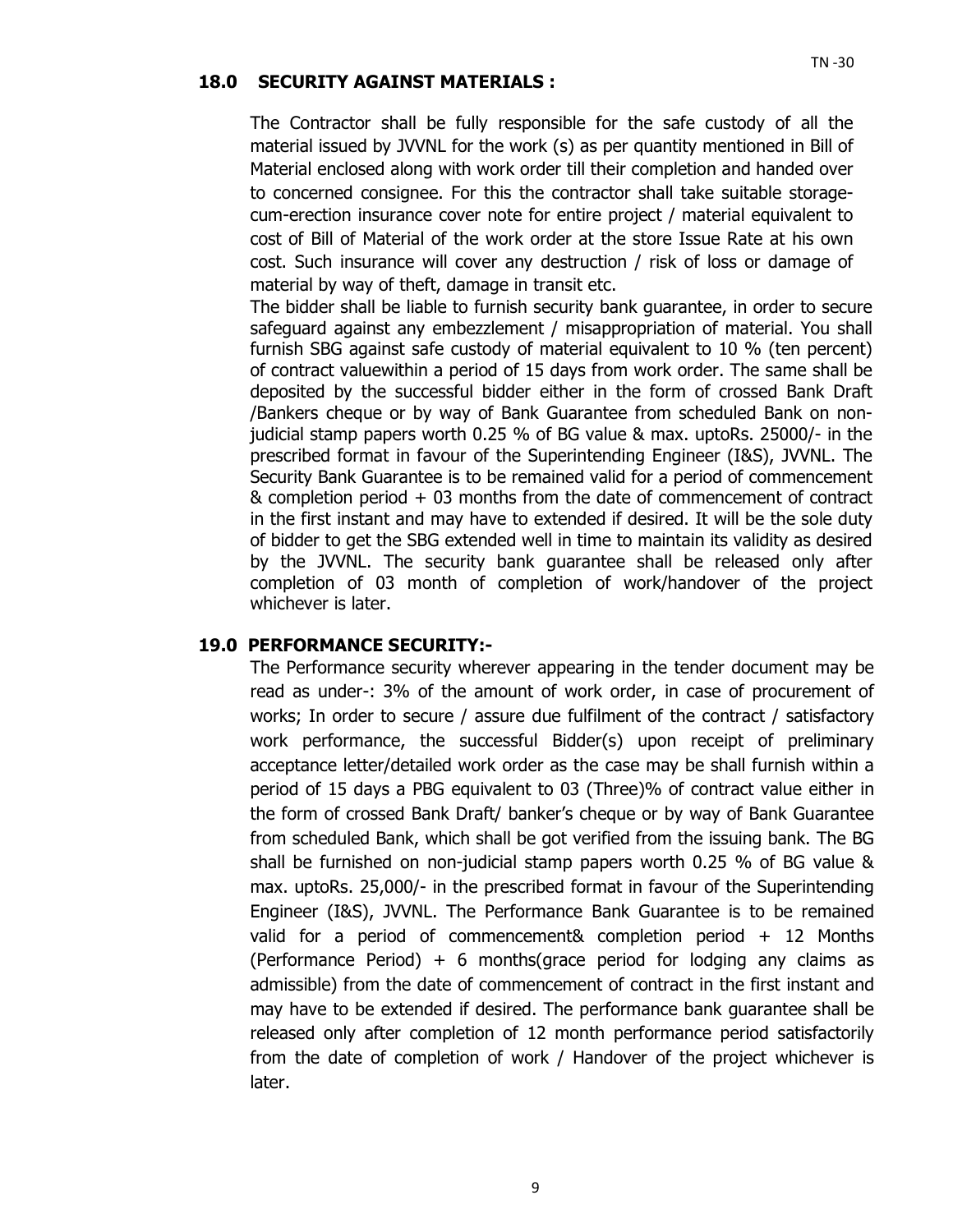## 18.0 SECURITY AGAINST MATERIALS :

The Contractor shall be fully responsible for the safe custody of all the material issued by JVVNL for the work (s) as per quantity mentioned in Bill of Material enclosed along with work order till their completion and handed over to concerned consignee. For this the contractor shall take suitable storage-cum-erection insurance cover note for entire project / material equivalent to cost of Bill of Material of the work order at the store Issue Rate at his own cost. Such insurance will cover any destruction / risk of loss or damage of material by way of theft, damage in transit etc.

The bidder shall be liable to furnish security bank guarantee, in order to secure safeguard against any embezzlement / misappropriation of material. You shall furnish SBG against safe custody of material equivalent to 10 % (ten percent) of contract valuewithin a period of 15 days from work order. The same shall be deposited by the successful bidder either in the form of crossed Bank Draft /Bankers cheque or by way of Bank Guarantee from scheduled Bank on non-judicial stamp papers worth 0.25 % of BG value & max. uptoRs. 25000/- in the prescribed format in favour of the Superintending Engineer (I&S), JVVNL. The Security Bank Guarantee is to be remained valid for a period of commencement & completion period + 03 months from the date of commencement of contract in the first instant and may have to extended if desired. It will be the sole duty of bidder to get the SBG extended well in time to maintain its validity as desired by the JVVNL. The security bank guarantee shall be released only after completion of 03 month of completion of work/handover of the project whichever is later.

## 19.0 PERFORMANCE SECURITY:-

The Performance security wherever appearing in the tender document may be read as under-: 3% of the amount of work order, in case of procurement of works; In order to secure / assure due fulfilment of the contract / satisfactory work performance, the successful Bidder(s) upon receipt of preliminary acceptance letter/detailed work order as the case may be shall furnish within a period of 15 days a PBG equivalent to 03 (Three)% of contract value either in the form of crossed Bank Draft/ banker's cheque or by way of Bank Guarantee from scheduled Bank, which shall be got verified from the issuing bank. The BG shall be furnished on non-judicial stamp papers worth 0.25 % of BG value & max. uptoRs. 25,000/- in the prescribed format in favour of the Superintending Engineer (I&S), JVVNL. The Performance Bank Guarantee is to be remained valid for a period of commencement& completion period + 12 Months (Performance Period) + 6 months(grace period for lodging any claims as admissible) from the date of commencement of contract in the first instant and may have to be extended if desired. The performance bank guarantee shall be released only after completion of 12 month performance period satisfactorily from the date of completion of work / Handover of the project whichever is later.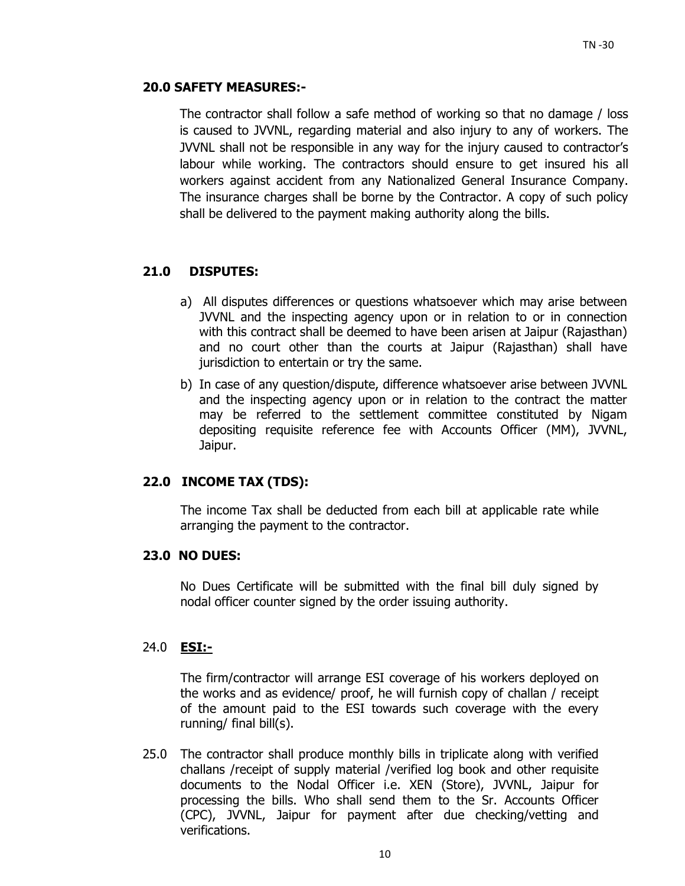### 20.0 SAFETY MEASURES:-

The contractor shall follow a safe method of working so that no damage / loss is caused to JVVNL, regarding material and also injury to any of workers. The JVVNL shall not be responsible in any way for the injury caused to contractor's labour while working. The contractors should ensure to get insured his all workers against accident from any Nationalized General Insurance Company. The insurance charges shall be borne by the Contractor. A copy of such policy shall be delivered to the payment making authority along the bills.

### 21.0 DISPUTES:

a) All disputes differences or questions whatsoever which may arise between JVVNL and the inspecting agency upon or in relation to or in connection with this contract shall be deemed to have been arisen at Jaipur (Rajasthan) and no court other than the courts at Jaipur (Rajasthan) shall have jurisdiction to entertain or try the same.

b) In case of any question/dispute, difference whatsoever arise between JVVNL and the inspecting agency upon or in relation to the contract the matter may be referred to the settlement committee constituted by Nigam depositing requisite reference fee with Accounts Officer (MM), JVVNL, Jaipur.

### 22.0 INCOME TAX (TDS):

The income Tax shall be deducted from each bill at applicable rate while arranging the payment to the contractor.

### 23.0 NO DUES:

No Dues Certificate will be submitted with the final bill duly signed by nodal officer counter signed by the order issuing authority.

### 24.0 ESI:-

The firm/contractor will arrange ESI coverage of his workers deployed on the works and as evidence/ proof, he will furnish copy of challan / receipt of the amount paid to the ESI towards such coverage with the every running/ final bill(s).

25.0 The contractor shall produce monthly bills in triplicate along with verified challans /receipt of supply material /verified log book and other requisite documents to the Nodal Officer i.e. XEN (Store), JVVNL, Jaipur for processing the bills. Who shall send them to the Sr. Accounts Officer (CPC), JVVNL, Jaipur for payment after due checking/vetting and verifications.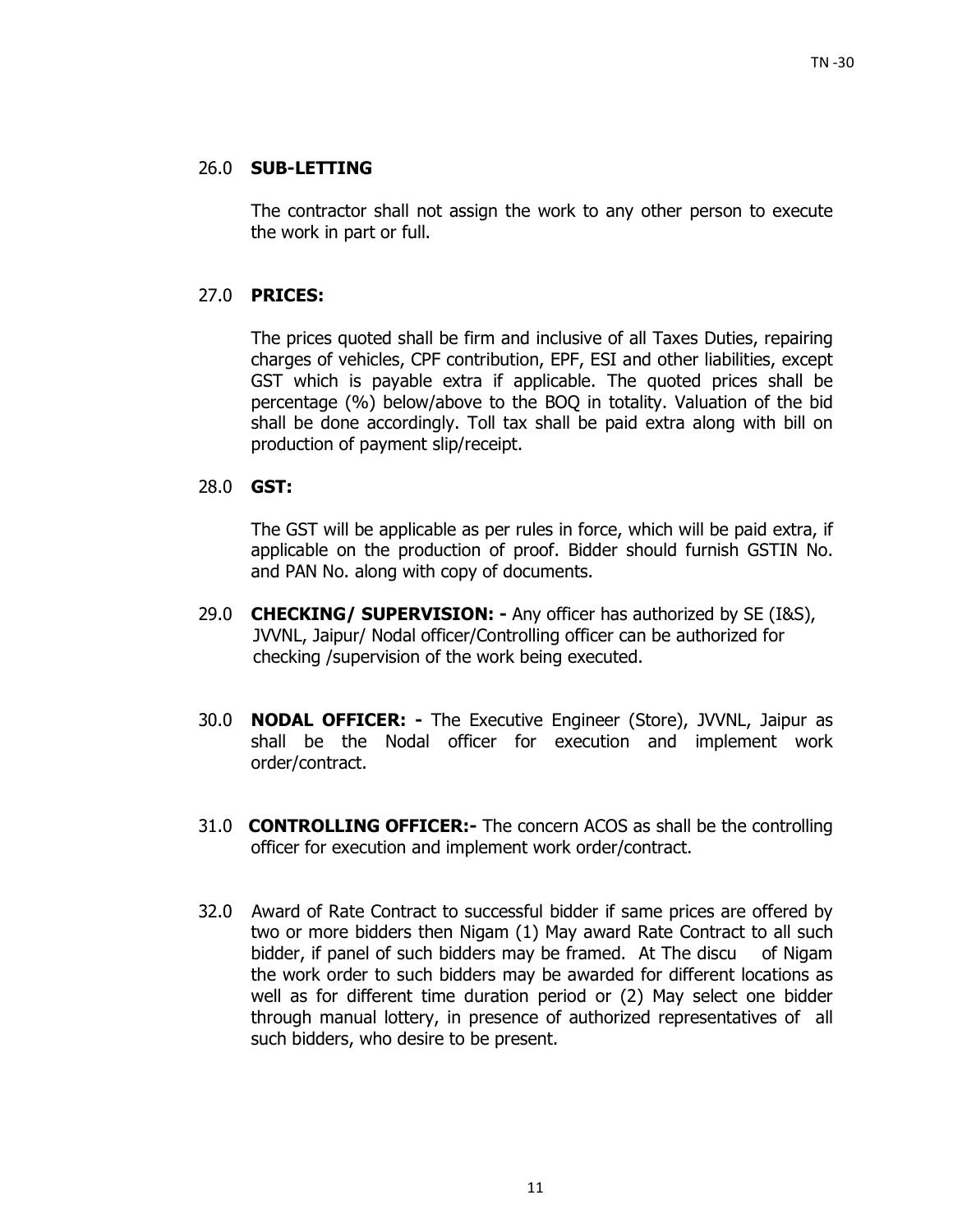26.0 **SUB-LETTING**

The contractor shall not assign the work to any other person to execute the work in part or full.

27.0 **PRICES:**

The prices quoted shall be firm and inclusive of all Taxes Duties, repairing charges of vehicles, CPF contribution, EPF, ESI and other liabilities, except GST which is payable extra if applicable. The quoted prices shall be percentage (%) below/above to the BOQ in totality. Valuation of the bid shall be done accordingly. Toll tax shall be paid extra along with bill on production of payment slip/receipt.

28.0 **GST:**

The GST will be applicable as per rules in force, which will be paid extra, if applicable on the production of proof. Bidder should furnish GSTIN No. and PAN No. along with copy of documents.

29.0 **CHECKING/ SUPERVISION: -** Any officer has authorized by SE (I&S), JVVNL, Jaipur/ Nodal officer/Controlling officer can be authorized for checking /supervision of the work being executed.

30.0 **NODAL OFFICER: -** The Executive Engineer (Store), JVVNL, Jaipur as shall be the Nodal officer for execution and implement work order/contract.

31.0 **CONTROLLING OFFICER:-** The concern ACOS as shall be the controlling officer for execution and implement work order/contract.

32.0 Award of Rate Contract to successful bidder if same prices are offered by two or more bidders then Nigam (1) May award Rate Contract to all such bidder, if panel of such bidders may be framed. At The discu of Nigam the work order to such bidders may be awarded for different locations as well as for different time duration period or (2) May select one bidder through manual lottery, in presence of authorized representatives of all such bidders, who desire to be present.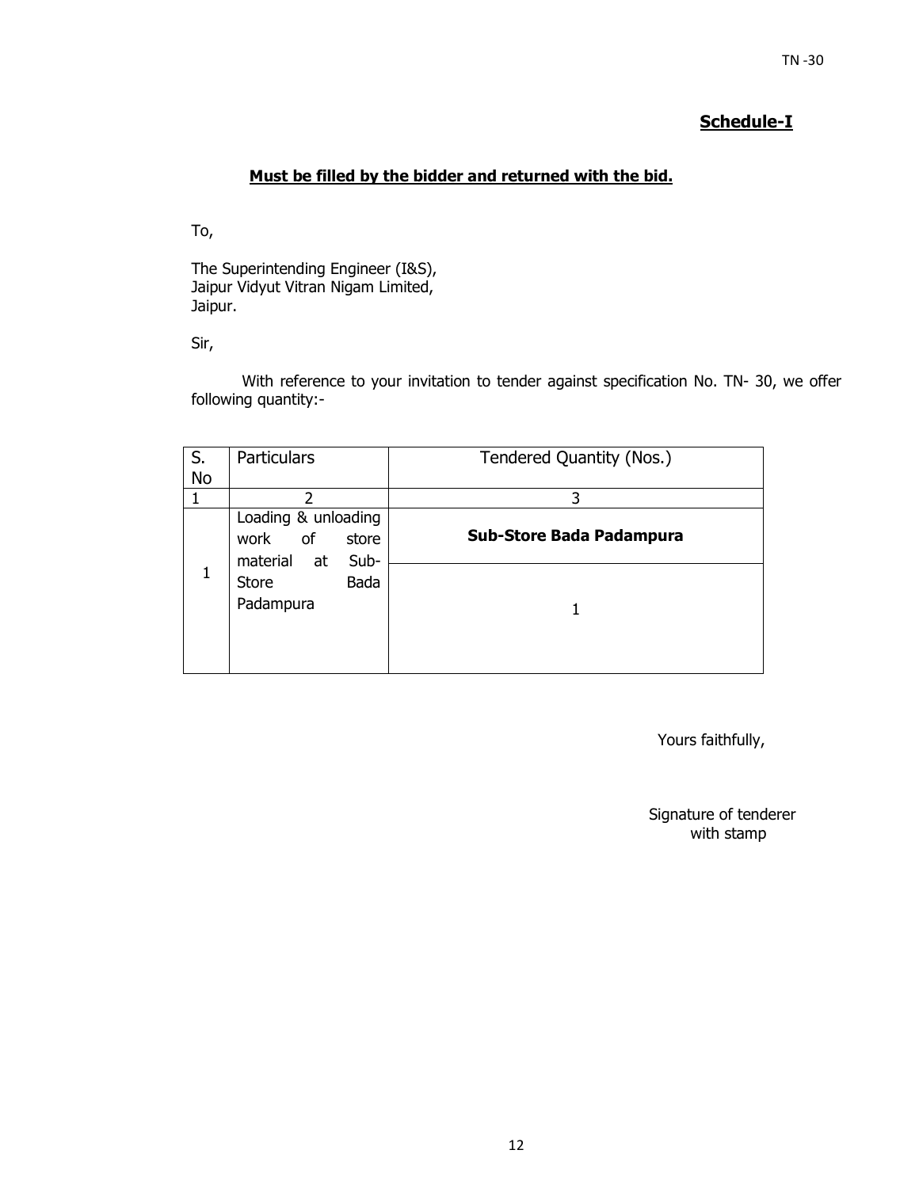## Schedule-I

**Must be filled by the bidder and returned with the bid.**

To,

The Superintending Engineer (I&S),
Jaipur Vidyut Vitran Nigam Limited,
Jaipur.

Sir,

With reference to your invitation to tender against specification No. TN- 30, we offer following quantity:-

| S. No | Particulars | Tendered Quantity (Nos.) |
|---|---|---|
| 1 | 2 | 3 |
| 1 | Loading & unloading work of store material at Sub-Store Bada Padampura | **Sub-Store Bada Padampura** |
| | | 1 |

Yours faithfully,

Signature of tenderer
with stamp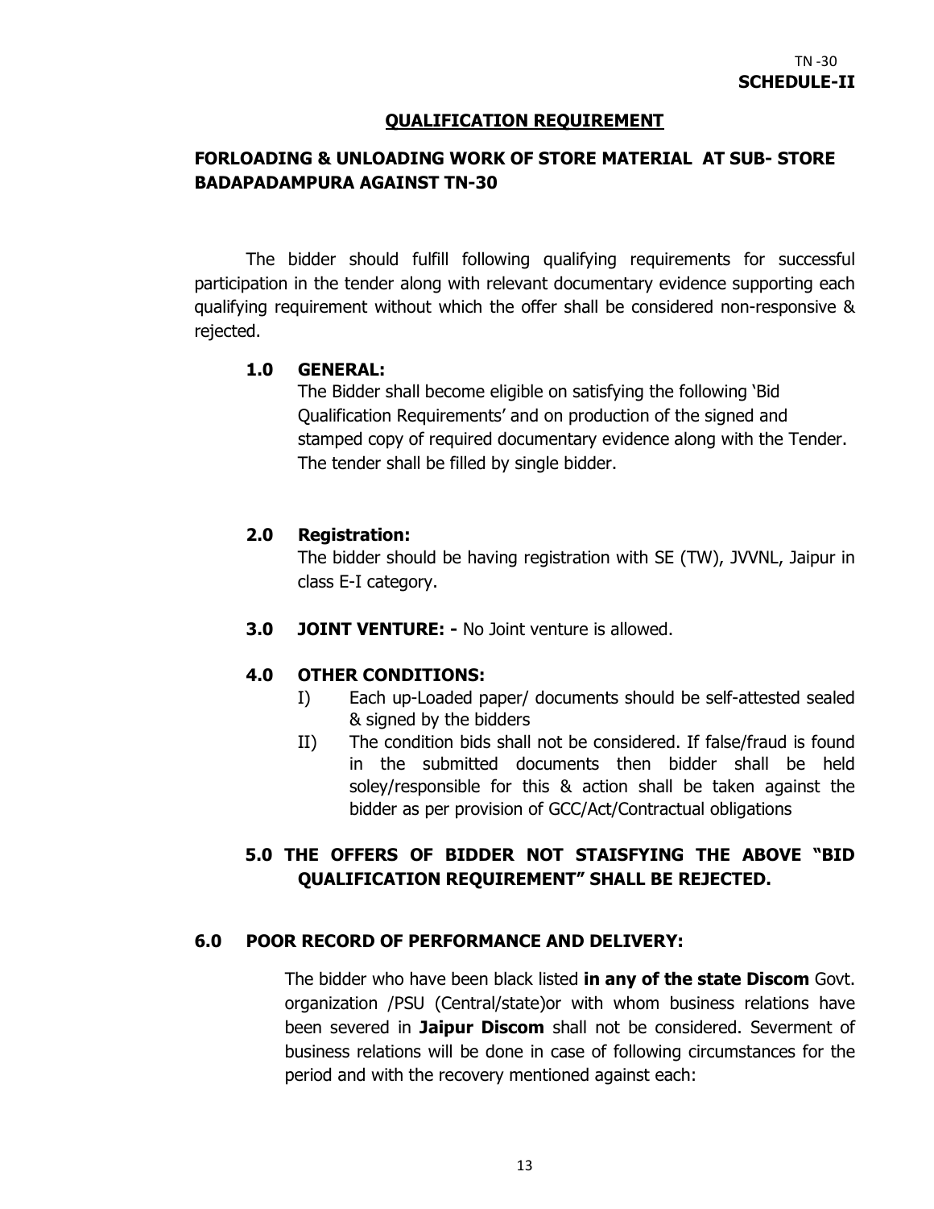TN -30

**SCHEDULE-II**

## QUALIFICATION REQUIREMENT

### FORLOADING & UNLOADING WORK OF STORE MATERIAL AT SUB- STORE BADAPADAMPURA AGAINST TN-30

The bidder should fulfill following qualifying requirements for successful participation in the tender along with relevant documentary evidence supporting each qualifying requirement without which the offer shall be considered non-responsive & rejected.

**1.0 GENERAL:**

The Bidder shall become eligible on satisfying the following 'Bid Qualification Requirements' and on production of the signed and stamped copy of required documentary evidence along with the Tender. The tender shall be filled by single bidder.

**2.0 Registration:**

The bidder should be having registration with SE (TW), JVVNL, Jaipur in class E-I category.

**3.0 JOINT VENTURE: -** No Joint venture is allowed.

**4.0 OTHER CONDITIONS:**

I) Each up-Loaded paper/ documents should be self-attested sealed & signed by the bidders

II) The condition bids shall not be considered. If false/fraud is found in the submitted documents then bidder shall be held soley/responsible for this & action shall be taken against the bidder as per provision of GCC/Act/Contractual obligations

**5.0 THE OFFERS OF BIDDER NOT STAISFYING THE ABOVE "BID QUALIFICATION REQUIREMENT" SHALL BE REJECTED.**

**6.0 POOR RECORD OF PERFORMANCE AND DELIVERY:**

The bidder who have been black listed **in any of the state Discom** Govt. organization /PSU (Central/state)or with whom business relations have been severed in **Jaipur Discom** shall not be considered. Severment of business relations will be done in case of following circumstances for the period and with the recovery mentioned against each: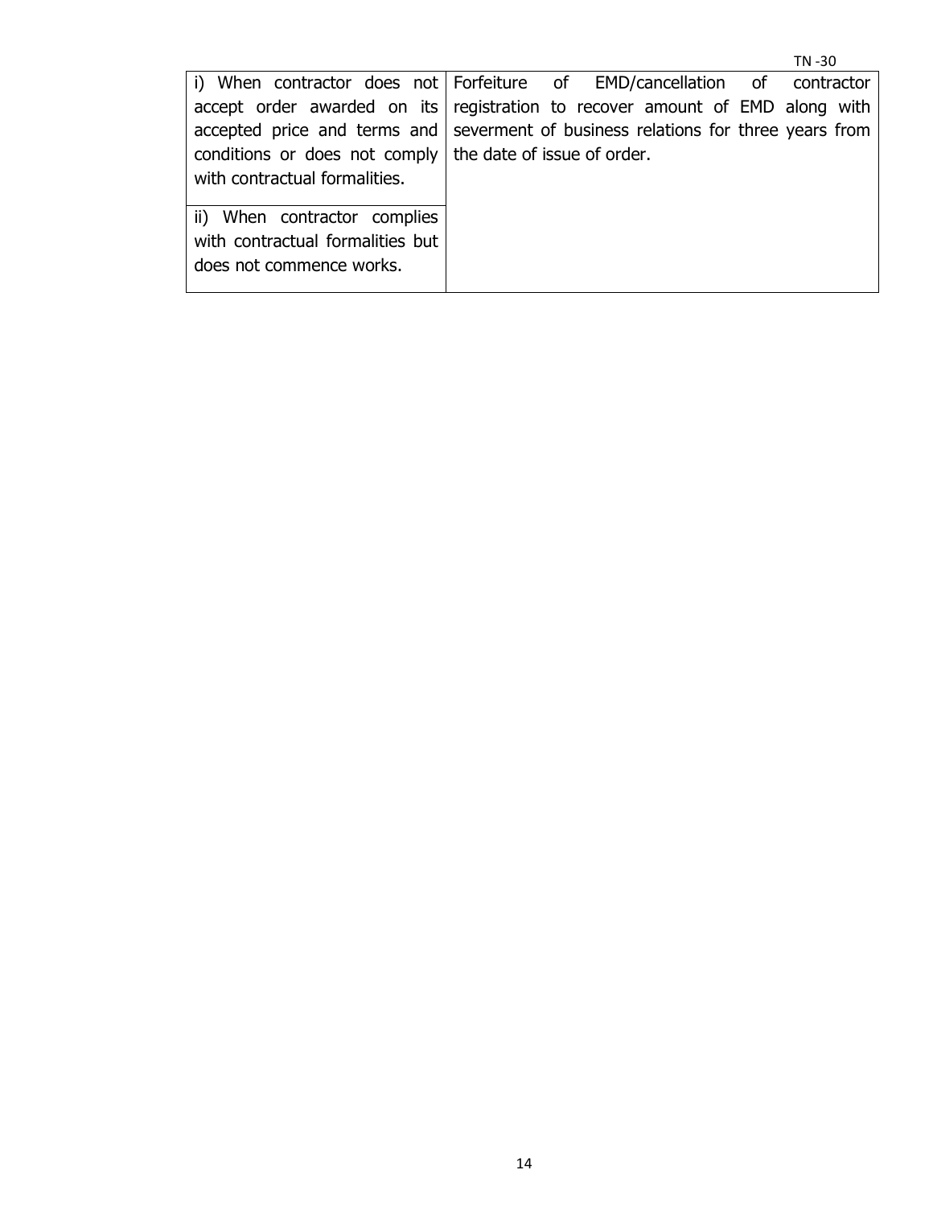| | |
|---|---|
| i) When contractor does not accept order awarded on its accepted price and terms and conditions or does not comply with contractual formalities. | Forfeiture of EMD/cancellation of contractor registration to recover amount of EMD along with severment of business relations for three years from the date of issue of order. |
| ii) When contractor complies with contractual formalities but does not commence works. | |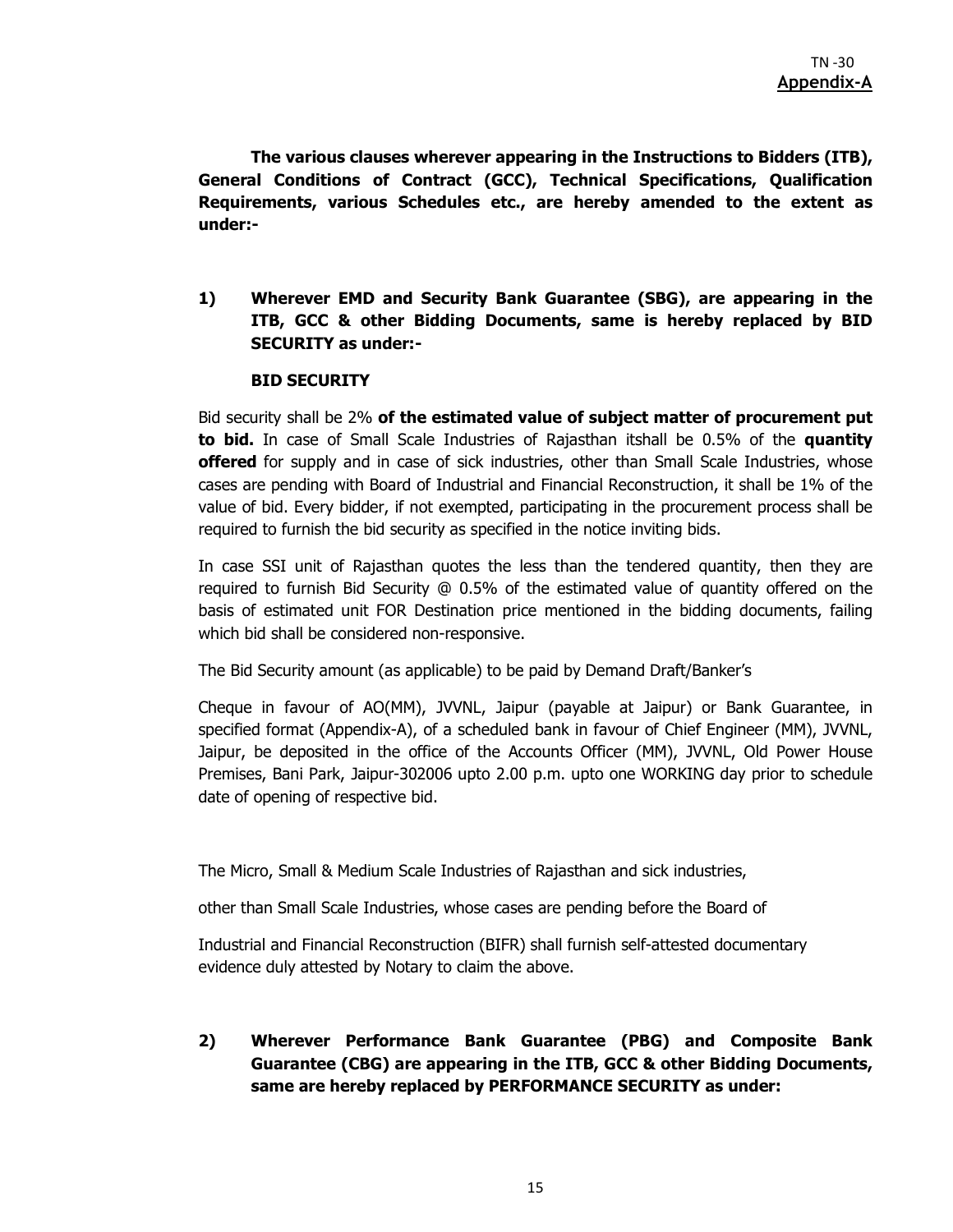TN -30
**Appendix-A**

**The various clauses wherever appearing in the Instructions to Bidders (ITB), General Conditions of Contract (GCC), Technical Specifications, Qualification Requirements, various Schedules etc., are hereby amended to the extent as under:-**

**1) Wherever EMD and Security Bank Guarantee (SBG), are appearing in the ITB, GCC & other Bidding Documents, same is hereby replaced by BID SECURITY as under:-**

**BID SECURITY**

Bid security shall be 2% **of the estimated value of subject matter of procurement put to bid.** In case of Small Scale Industries of Rajasthan itshall be 0.5% of the **quantity offered** for supply and in case of sick industries, other than Small Scale Industries, whose cases are pending with Board of Industrial and Financial Reconstruction, it shall be 1% of the value of bid. Every bidder, if not exempted, participating in the procurement process shall be required to furnish the bid security as specified in the notice inviting bids.

In case SSI unit of Rajasthan quotes the less than the tendered quantity, then they are required to furnish Bid Security @ 0.5% of the estimated value of quantity offered on the basis of estimated unit FOR Destination price mentioned in the bidding documents, failing which bid shall be considered non-responsive.

The Bid Security amount (as applicable) to be paid by Demand Draft/Banker's

Cheque in favour of AO(MM), JVVNL, Jaipur (payable at Jaipur) or Bank Guarantee, in specified format (Appendix-A), of a scheduled bank in favour of Chief Engineer (MM), JVVNL, Jaipur, be deposited in the office of the Accounts Officer (MM), JVVNL, Old Power House Premises, Bani Park, Jaipur-302006 upto 2.00 p.m. upto one WORKING day prior to schedule date of opening of respective bid.

The Micro, Small & Medium Scale Industries of Rajasthan and sick industries,

other than Small Scale Industries, whose cases are pending before the Board of

Industrial and Financial Reconstruction (BIFR) shall furnish self-attested documentary evidence duly attested by Notary to claim the above.

**2) Wherever Performance Bank Guarantee (PBG) and Composite Bank Guarantee (CBG) are appearing in the ITB, GCC & other Bidding Documents, same are hereby replaced by PERFORMANCE SECURITY as under:**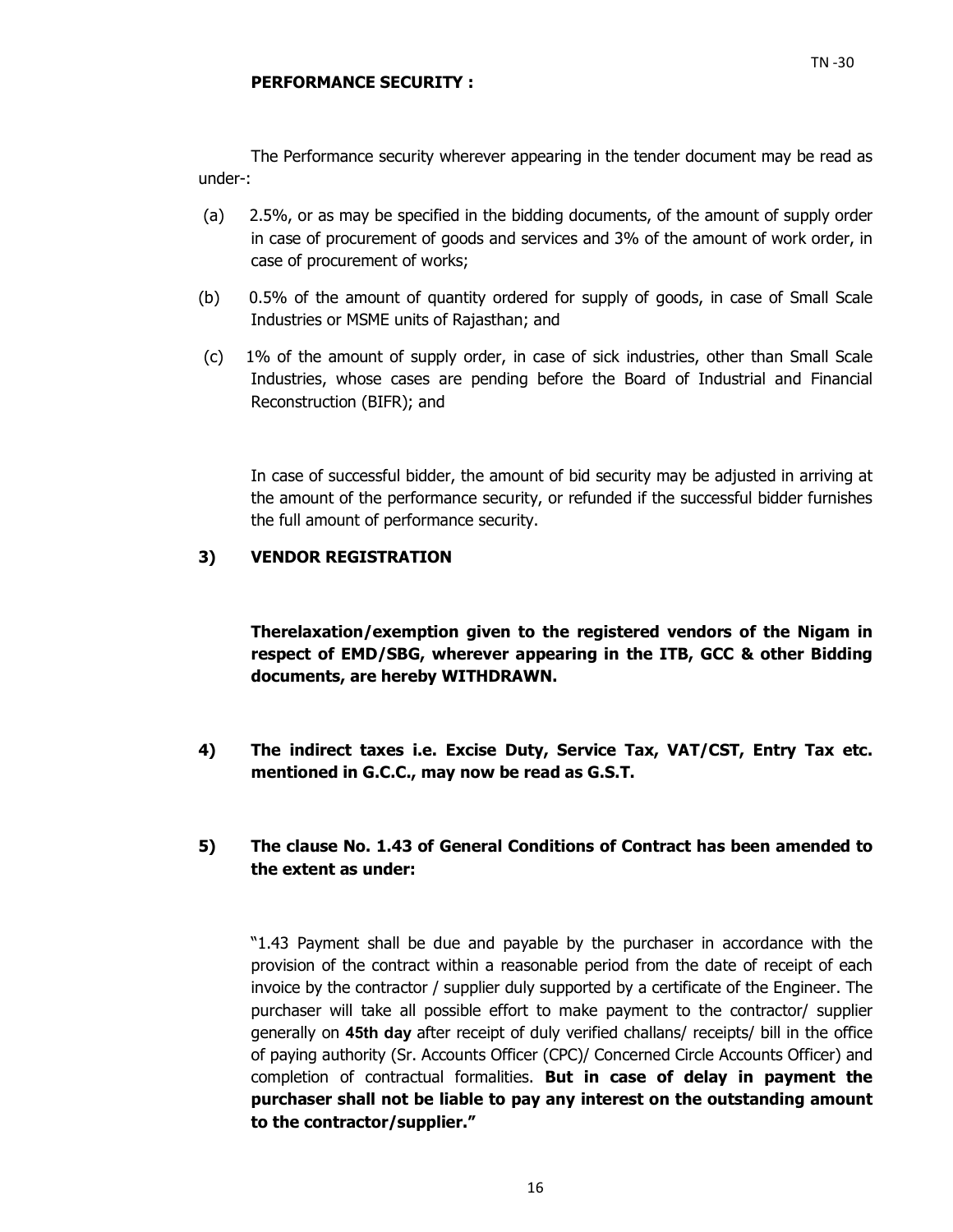**PERFORMANCE SECURITY :**

The Performance security wherever appearing in the tender document may be read as under-:

(a) 2.5%, or as may be specified in the bidding documents, of the amount of supply order in case of procurement of goods and services and 3% of the amount of work order, in case of procurement of works;

(b) 0.5% of the amount of quantity ordered for supply of goods, in case of Small Scale Industries or MSME units of Rajasthan; and

(c) 1% of the amount of supply order, in case of sick industries, other than Small Scale Industries, whose cases are pending before the Board of Industrial and Financial Reconstruction (BIFR); and

In case of successful bidder, the amount of bid security may be adjusted in arriving at the amount of the performance security, or refunded if the successful bidder furnishes the full amount of performance security.

**3) VENDOR REGISTRATION**

**Therelaxation/exemption given to the registered vendors of the Nigam in respect of EMD/SBG, wherever appearing in the ITB, GCC & other Bidding documents, are hereby WITHDRAWN.**

**4) The indirect taxes i.e. Excise Duty, Service Tax, VAT/CST, Entry Tax etc. mentioned in G.C.C., may now be read as G.S.T.**

**5) The clause No. 1.43 of General Conditions of Contract has been amended to the extent as under:**

"1.43 Payment shall be due and payable by the purchaser in accordance with the provision of the contract within a reasonable period from the date of receipt of each invoice by the contractor / supplier duly supported by a certificate of the Engineer. The purchaser will take all possible effort to make payment to the contractor/ supplier generally on **45th day** after receipt of duly verified challans/ receipts/ bill in the office of paying authority (Sr. Accounts Officer (CPC)/ Concerned Circle Accounts Officer) and completion of contractual formalities. **But in case of delay in payment the purchaser shall not be liable to pay any interest on the outstanding amount to the contractor/supplier."**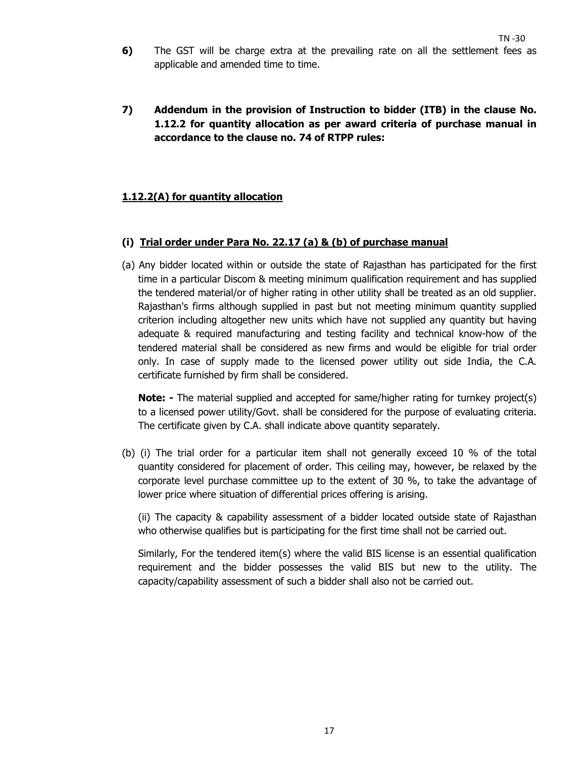**6)** The GST will be charge extra at the prevailing rate on all the settlement fees as applicable and amended time to time.

**7) Addendum in the provision of Instruction to bidder (ITB) in the clause No. 1.12.2 for quantity allocation as per award criteria of purchase manual in accordance to the clause no. 74 of RTPP rules:**

**1.12.2(A) for quantity allocation**

**(i) Trial order under Para No. 22.17 (a) & (b) of purchase manual**

(a) Any bidder located within or outside the state of Rajasthan has participated for the first time in a particular Discom & meeting minimum qualification requirement and has supplied the tendered material/or of higher rating in other utility shall be treated as an old supplier. Rajasthan's firms although supplied in past but not meeting minimum quantity supplied criterion including altogether new units which have not supplied any quantity but having adequate & required manufacturing and testing facility and technical know-how of the tendered material shall be considered as new firms and would be eligible for trial order only. In case of supply made to the licensed power utility out side India, the C.A. certificate furnished by firm shall be considered.

**Note: -** The material supplied and accepted for same/higher rating for turnkey project(s) to a licensed power utility/Govt. shall be considered for the purpose of evaluating criteria. The certificate given by C.A. shall indicate above quantity separately.

(b) (i) The trial order for a particular item shall not generally exceed 10 % of the total quantity considered for placement of order. This ceiling may, however, be relaxed by the corporate level purchase committee up to the extent of 30 %, to take the advantage of lower price where situation of differential prices offering is arising.

(ii) The capacity & capability assessment of a bidder located outside state of Rajasthan who otherwise qualifies but is participating for the first time shall not be carried out.

Similarly, For the tendered item(s) where the valid BIS license is an essential qualification requirement and the bidder possesses the valid BIS but new to the utility. The capacity/capability assessment of such a bidder shall also not be carried out.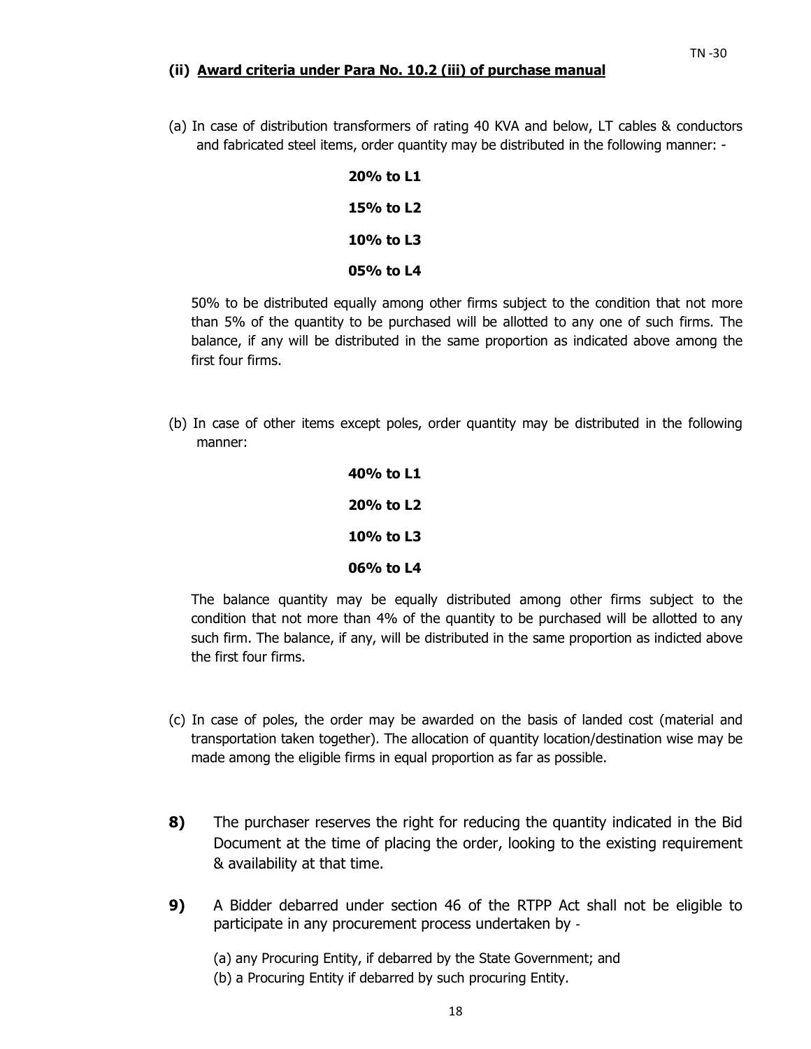**(ii) Award criteria under Para No. 10.2 (iii) of purchase manual**

(a) In case of distribution transformers of rating 40 KVA and below, LT cables & conductors and fabricated steel items, order quantity may be distributed in the following manner: -

**20% to L1**

**15% to L2**

**10% to L3**

**05% to L4**

50% to be distributed equally among other firms subject to the condition that not more than 5% of the quantity to be purchased will be allotted to any one of such firms. The balance, if any will be distributed in the same proportion as indicated above among the first four firms.

(b) In case of other items except poles, order quantity may be distributed in the following manner:

**40% to L1**

**20% to L2**

**10% to L3**

**06% to L4**

The balance quantity may be equally distributed among other firms subject to the condition that not more than 4% of the quantity to be purchased will be allotted to any such firm. The balance, if any, will be distributed in the same proportion as indicted above the first four firms.

(c) In case of poles, the order may be awarded on the basis of landed cost (material and transportation taken together). The allocation of quantity location/destination wise may be made among the eligible firms in equal proportion as far as possible.

**8)** The purchaser reserves the right for reducing the quantity indicated in the Bid Document at the time of placing the order, looking to the existing requirement & availability at that time.

**9)** A Bidder debarred under section 46 of the RTPP Act shall not be eligible to participate in any procurement process undertaken by -

(a) any Procuring Entity, if debarred by the State Government; and
(b) a Procuring Entity if debarred by such procuring Entity.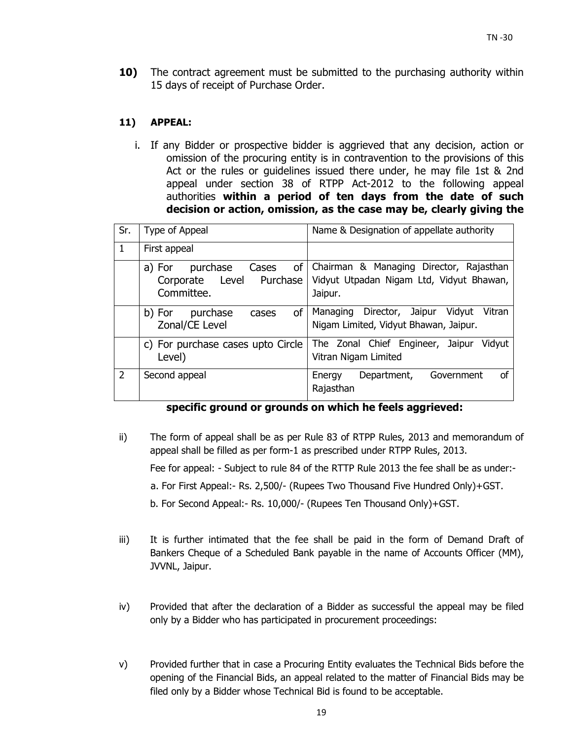**10)** The contract agreement must be submitted to the purchasing authority within 15 days of receipt of Purchase Order.

**11) APPEAL:**

i. If any Bidder or prospective bidder is aggrieved that any decision, action or omission of the procuring entity is in contravention to the provisions of this Act or the rules or guidelines issued there under, he may file 1st & 2nd appeal under section 38 of RTPP Act-2012 to the following appeal authorities **within a period of ten days from the date of such decision or action, omission, as the case may be, clearly giving the specific ground or grounds on which he feels aggrieved:**

| Sr. | Type of Appeal | Name & Designation of appellate authority |
|---|---|---|
| 1 | First appeal | |
| | a) For purchase Cases of Corporate Level Purchase Committee. | Chairman & Managing Director, Rajasthan Vidyut Utpadan Nigam Ltd, Vidyut Bhawan, Jaipur. |
| | b) For purchase cases of Zonal/CE Level | Managing Director, Jaipur Vidyut Vitran Nigam Limited, Vidyut Bhawan, Jaipur. |
| | c) For purchase cases upto Circle Level) | The Zonal Chief Engineer, Jaipur Vidyut Vitran Nigam Limited |
| 2 | Second appeal | Energy Department, Government of Rajasthan |

ii) The form of appeal shall be as per Rule 83 of RTPP Rules, 2013 and memorandum of appeal shall be filled as per form-1 as prescribed under RTPP Rules, 2013.

Fee for appeal: - Subject to rule 84 of the RTTP Rule 2013 the fee shall be as under:-

a. For First Appeal:- Rs. 2,500/- (Rupees Two Thousand Five Hundred Only)+GST.

b. For Second Appeal:- Rs. 10,000/- (Rupees Ten Thousand Only)+GST.

iii) It is further intimated that the fee shall be paid in the form of Demand Draft of Bankers Cheque of a Scheduled Bank payable in the name of Accounts Officer (MM), JVVNL, Jaipur.

iv) Provided that after the declaration of a Bidder as successful the appeal may be filed only by a Bidder who has participated in procurement proceedings:

v) Provided further that in case a Procuring Entity evaluates the Technical Bids before the opening of the Financial Bids, an appeal related to the matter of Financial Bids may be filed only by a Bidder whose Technical Bid is found to be acceptable.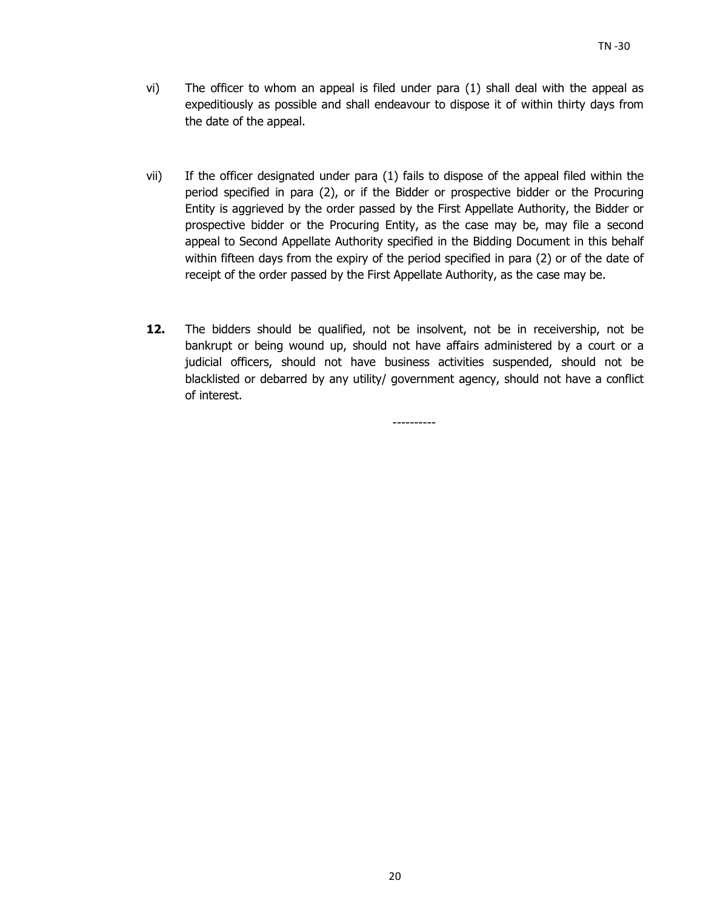vi) The officer to whom an appeal is filed under para (1) shall deal with the appeal as expeditiously as possible and shall endeavour to dispose it of within thirty days from the date of the appeal.

vii) If the officer designated under para (1) fails to dispose of the appeal filed within the period specified in para (2), or if the Bidder or prospective bidder or the Procuring Entity is aggrieved by the order passed by the First Appellate Authority, the Bidder or prospective bidder or the Procuring Entity, as the case may be, may file a second appeal to Second Appellate Authority specified in the Bidding Document in this behalf within fifteen days from the expiry of the period specified in para (2) or of the date of receipt of the order passed by the First Appellate Authority, as the case may be.

**12.** The bidders should be qualified, not be insolvent, not be in receivership, not be bankrupt or being wound up, should not have affairs administered by a court or a judicial officers, should not have business activities suspended, should not be blacklisted or debarred by any utility/ government agency, should not have a conflict of interest.

----------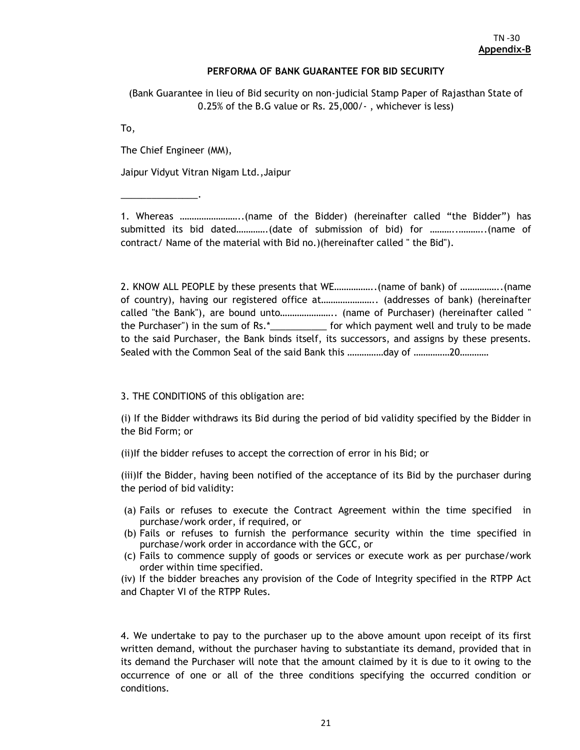TN -30
**Appendix-B**

**PERFORMA OF BANK GUARANTEE FOR BID SECURITY**

(Bank Guarantee in lieu of Bid security on non-judicial Stamp Paper of Rajasthan State of 0.25% of the B.G value or Rs. 25,000/- , whichever is less)

To,

The Chief Engineer (MM),

Jaipur Vidyut Vitran Nigam Ltd.,Jaipur

_______________.

1. Whereas ……………………..(name of the Bidder) (hereinafter called "the Bidder") has submitted its bid dated………….(date of submission of bid) for ………..………..(name of contract/ Name of the material with Bid no.)(hereinafter called " the Bid").

2. KNOW ALL PEOPLE by these presents that WE……………..(name of bank) of ……………..(name of country), having our registered office at………………….. (addresses of bank) (hereinafter called "the Bank"), are bound unto………………….. (name of Purchaser) (hereinafter called " the Purchaser") in the sum of Rs.*___________ for which payment well and truly to be made to the said Purchaser, the Bank binds itself, its successors, and assigns by these presents. Sealed with the Common Seal of the said Bank this ……………day of ……………20…………

3. THE CONDITIONS of this obligation are:

(i) If the Bidder withdraws its Bid during the period of bid validity specified by the Bidder in the Bid Form; or

(ii)If the bidder refuses to accept the correction of error in his Bid; or

(iii)If the Bidder, having been notified of the acceptance of its Bid by the purchaser during the period of bid validity:

(a) Fails or refuses to execute the Contract Agreement within the time specified in purchase/work order, if required, or
(b) Fails or refuses to furnish the performance security within the time specified in purchase/work order in accordance with the GCC, or
(c) Fails to commence supply of goods or services or execute work as per purchase/work order within time specified.

(iv) If the bidder breaches any provision of the Code of Integrity specified in the RTPP Act and Chapter VI of the RTPP Rules.

4. We undertake to pay to the purchaser up to the above amount upon receipt of its first written demand, without the purchaser having to substantiate its demand, provided that in its demand the Purchaser will note that the amount claimed by it is due to it owing to the occurrence of one or all of the three conditions specifying the occurred condition or conditions.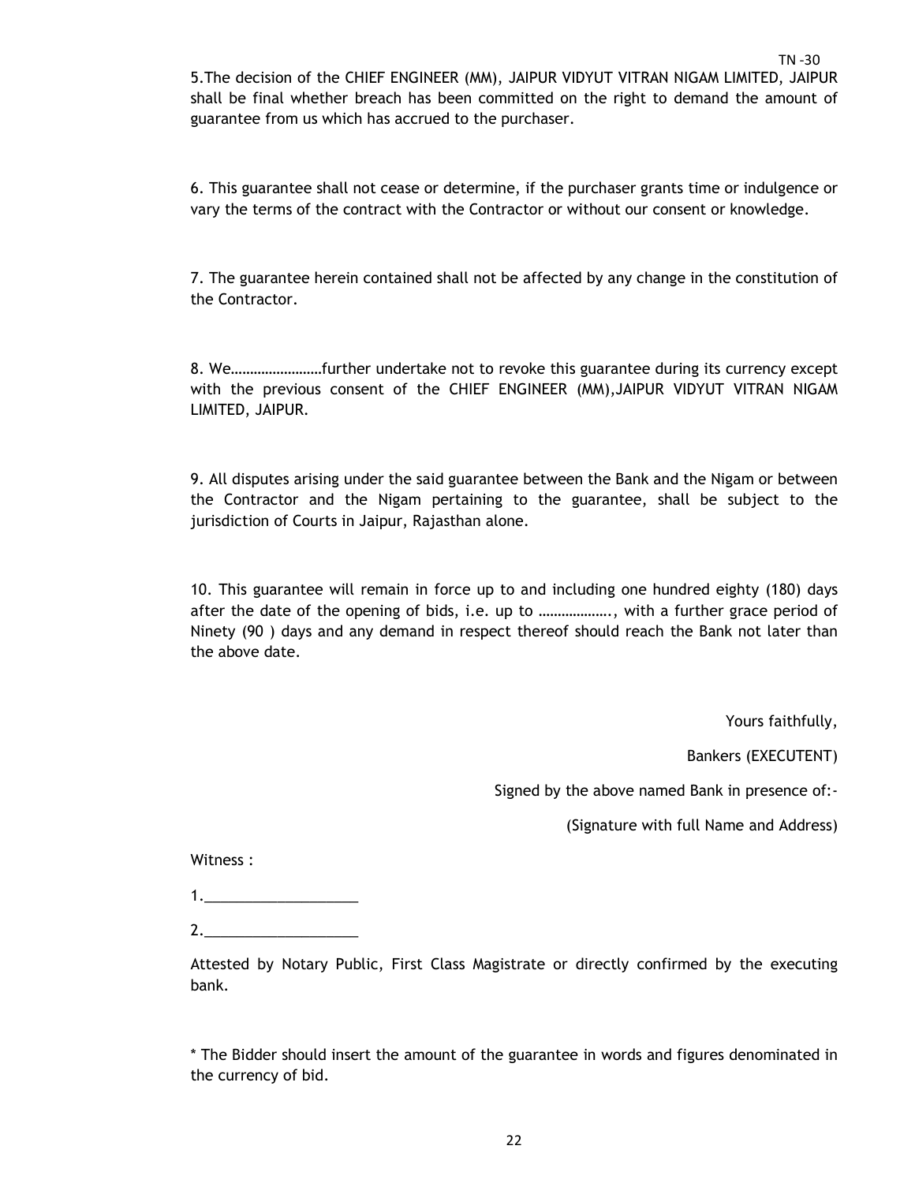TN -30

5.The decision of the CHIEF ENGINEER (MM), JAIPUR VIDYUT VITRAN NIGAM LIMITED, JAIPUR shall be final whether breach has been committed on the right to demand the amount of guarantee from us which has accrued to the purchaser.

6. This guarantee shall not cease or determine, if the purchaser grants time or indulgence or vary the terms of the contract with the Contractor or without our consent or knowledge.

7. The guarantee herein contained shall not be affected by any change in the constitution of the Contractor.

8. We……………………further undertake not to revoke this guarantee during its currency except with the previous consent of the CHIEF ENGINEER (MM),JAIPUR VIDYUT VITRAN NIGAM LIMITED, JAIPUR.

9. All disputes arising under the said guarantee between the Bank and the Nigam or between the Contractor and the Nigam pertaining to the guarantee, shall be subject to the jurisdiction of Courts in Jaipur, Rajasthan alone.

10. This guarantee will remain in force up to and including one hundred eighty (180) days after the date of the opening of bids, i.e. up to ………………., with a further grace period of Ninety (90 ) days and any demand in respect thereof should reach the Bank not later than the above date.

Yours faithfully,

Bankers (EXECUTENT)

Signed by the above named Bank in presence of:-

(Signature with full Name and Address)

Witness :

1.___________________

2.___________________

Attested by Notary Public, First Class Magistrate or directly confirmed by the executing bank.

* The Bidder should insert the amount of the guarantee in words and figures denominated in the currency of bid.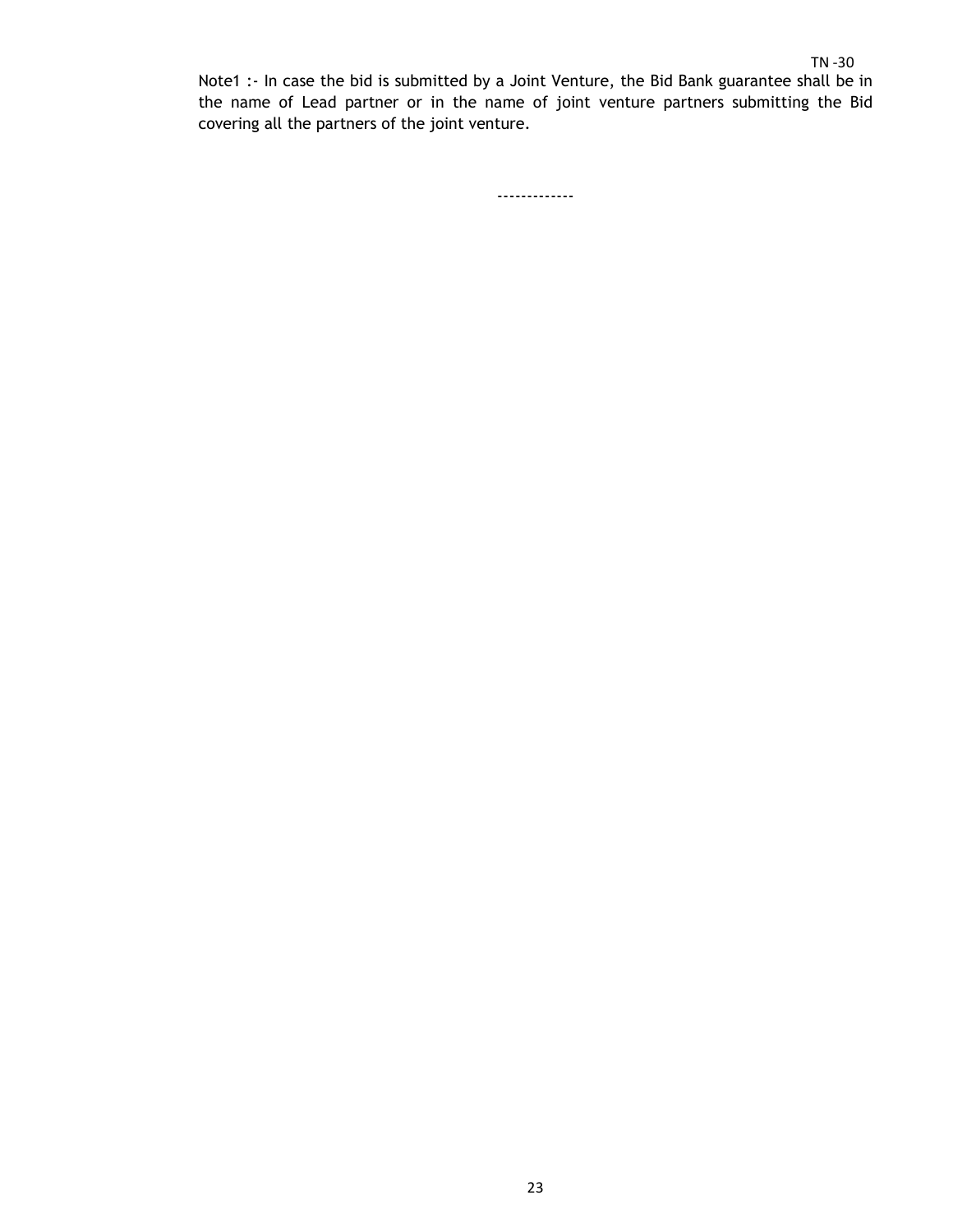Note1 :- In case the bid is submitted by a Joint Venture, the Bid Bank guarantee shall be in the name of Lead partner or in the name of joint venture partners submitting the Bid covering all the partners of the joint venture.

-------------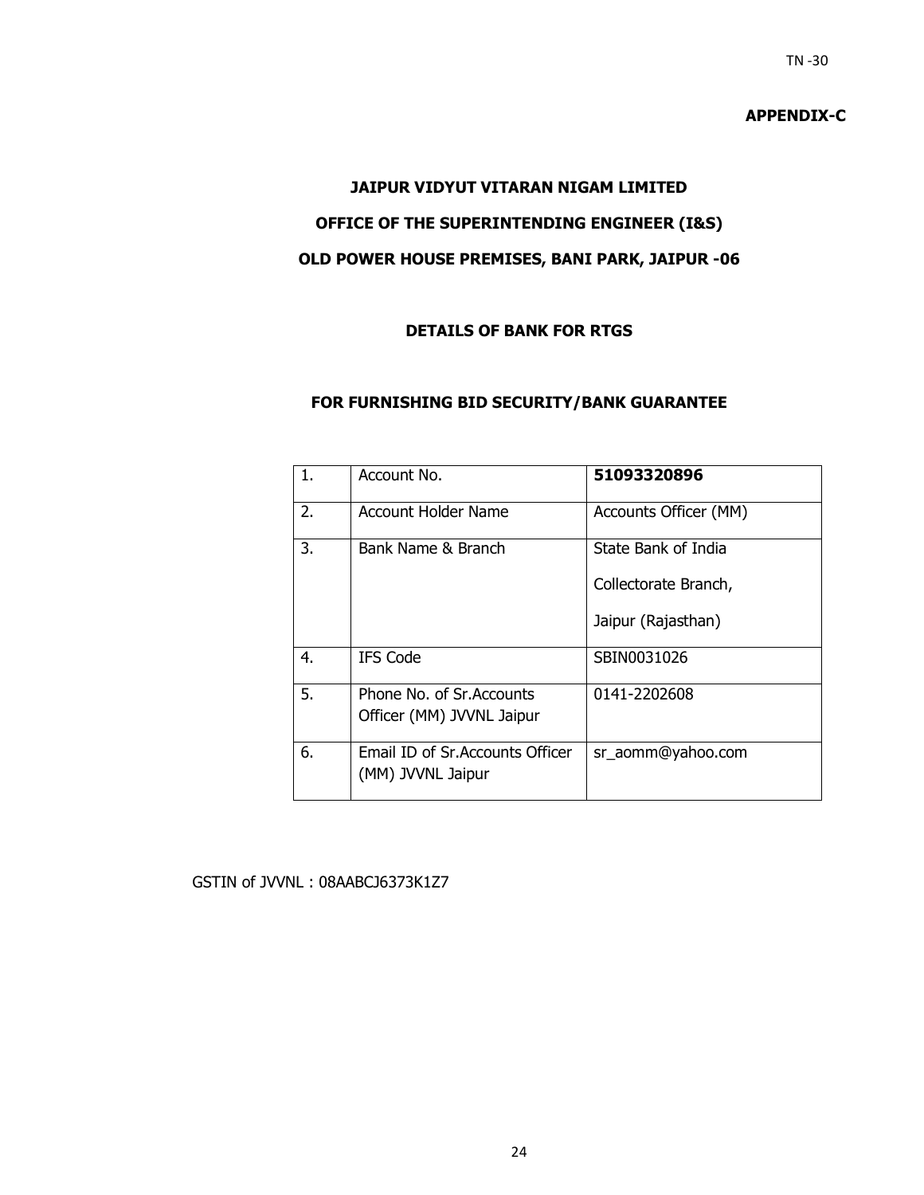TN -30

**APPENDIX-C**

**JAIPUR VIDYUT VITARAN NIGAM LIMITED**

**OFFICE OF THE SUPERINTENDING ENGINEER (I&S)**

**OLD POWER HOUSE PREMISES, BANI PARK, JAIPUR -06**

**DETAILS OF BANK FOR RTGS**

**FOR FURNISHING BID SECURITY/BANK GUARANTEE**

| | | |
|---|---|---|
| 1. | Account No. | **51093320896** |
| 2. | Account Holder Name | Accounts Officer (MM) |
| 3. | Bank Name & Branch | State Bank of India<br>Collectorate Branch,<br>Jaipur (Rajasthan) |
| 4. | IFS Code | SBIN0031026 |
| 5. | Phone No. of Sr.Accounts Officer (MM) JVVNL Jaipur | 0141-2202608 |
| 6. | Email ID of Sr.Accounts Officer (MM) JVVNL Jaipur | sr_aomm@yahoo.com |

GSTIN of JVVNL : 08AABCJ6373K1Z7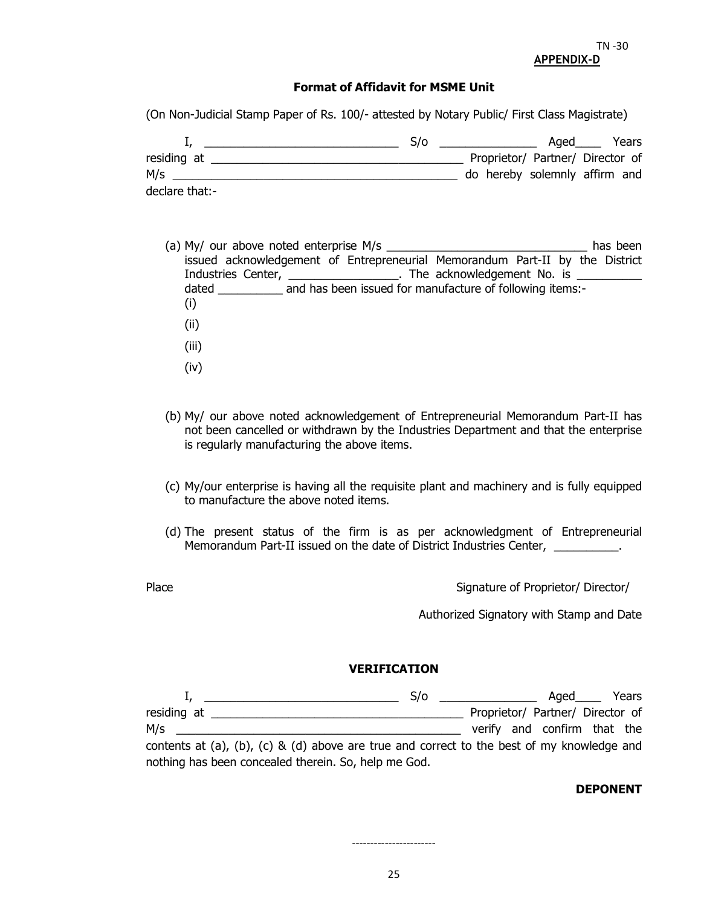TN -30

**APPENDIX-D**

**Format of Affidavit for MSME Unit**

(On Non-Judicial Stamp Paper of Rs. 100/- attested by Notary Public/ First Class Magistrate)

I, ______________________________ S/o _______________ Aged____ Years residing at ________________________________________ Proprietor/ Partner/ Director of M/s _____________________________________________ do hereby solemnly affirm and declare that:-

(a) My/ our above noted enterprise M/s ______________________________ has been issued acknowledgement of Entrepreneurial Memorandum Part-II by the District Industries Center, ________________. The acknowledgement No. is __________ dated __________ and has been issued for manufacture of following items:-
   (i)
   (ii)
   (iii)
   (iv)

(b) My/ our above noted acknowledgement of Entrepreneurial Memorandum Part-II has not been cancelled or withdrawn by the Industries Department and that the enterprise is regularly manufacturing the above items.

(c) My/our enterprise is having all the requisite plant and machinery and is fully equipped to manufacture the above noted items.

(d) The present status of the firm is as per acknowledgment of Entrepreneurial Memorandum Part-II issued on the date of District Industries Center, __________.

Place

Signature of Proprietor/ Director/

Authorized Signatory with Stamp and Date

**VERIFICATION**

I, ______________________________ S/o _______________ Aged____ Years residing at ________________________________________ Proprietor/ Partner/ Director of M/s __________________________________________ verify and confirm that the contents at (a), (b), (c) & (d) above are true and correct to the best of my knowledge and nothing has been concealed therein. So, help me God.

**DEPONENT**

----------------------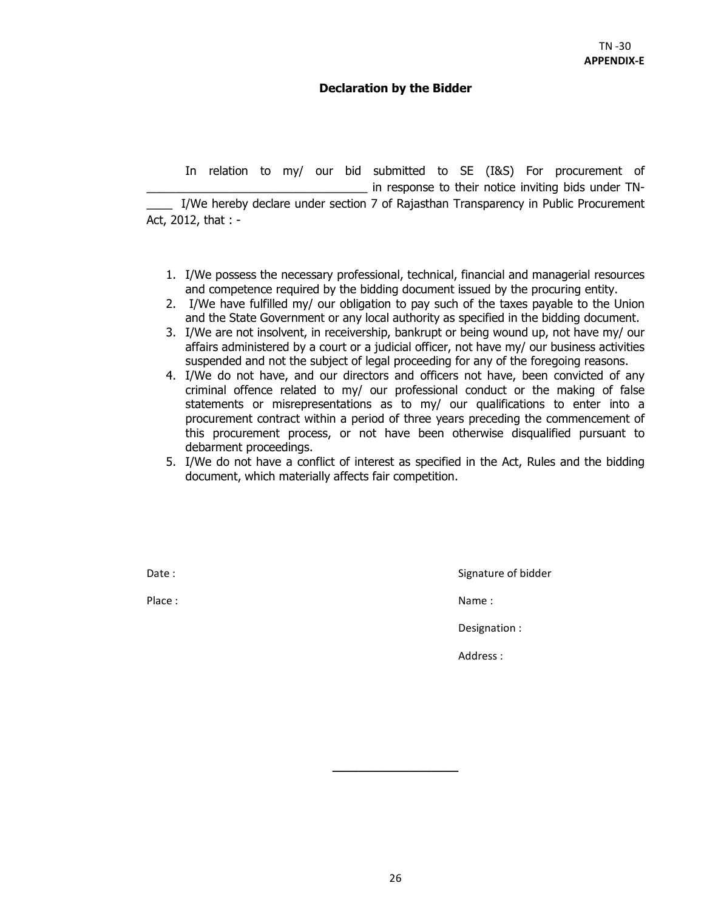TN -30
**APPENDIX-E**

## Declaration by the Bidder

In relation to my/ our bid submitted to SE (I&S) For procurement of ___________________________________ in response to their notice inviting bids under TN-____ I/We hereby declare under section 7 of Rajasthan Transparency in Public Procurement Act, 2012, that : -

1. I/We possess the necessary professional, technical, financial and managerial resources and competence required by the bidding document issued by the procuring entity.
2. I/We have fulfilled my/ our obligation to pay such of the taxes payable to the Union and the State Government or any local authority as specified in the bidding document.
3. I/We are not insolvent, in receivership, bankrupt or being wound up, not have my/ our affairs administered by a court or a judicial officer, not have my/ our business activities suspended and not the subject of legal proceeding for any of the foregoing reasons.
4. I/We do not have, and our directors and officers not have, been convicted of any criminal offence related to my/ our professional conduct or the making of false statements or misrepresentations as to my/ our qualifications to enter into a procurement contract within a period of three years preceding the commencement of this procurement process, or not have been otherwise disqualified pursuant to debarment proceedings.
5. I/We do not have a conflict of interest as specified in the Act, Rules and the bidding document, which materially affects fair competition.

Date : 

Place : 

Signature of bidder

Name :

Designation :

Address :

___________________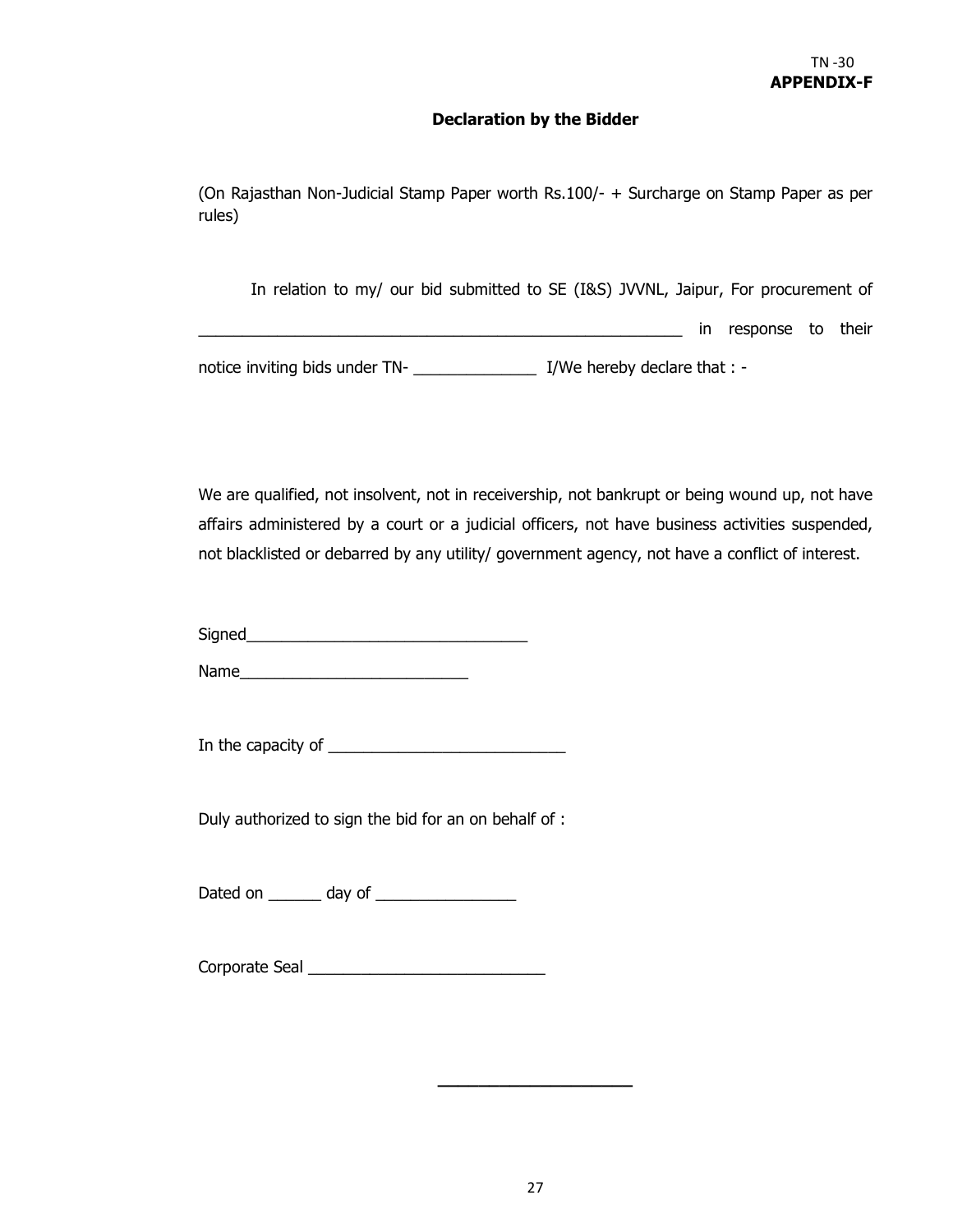TN -30
**APPENDIX-F**

## Declaration by the Bidder

(On Rajasthan Non-Judicial Stamp Paper worth Rs.100/- + Surcharge on Stamp Paper as per rules)

In relation to my/ our bid submitted to SE (I&S) JVVNL, Jaipur, For procurement of ___________________________________________________________ in response to their notice inviting bids under TN- ______________ I/We hereby declare that : -

We are qualified, not insolvent, not in receivership, not bankrupt or being wound up, not have affairs administered by a court or a judicial officers, not have business activities suspended, not blacklisted or debarred by any utility/ government agency, not have a conflict of interest.

Signed________________________________

Name__________________________

In the capacity of ___________________________

Duly authorized to sign the bid for an on behalf of :

Dated on ______ day of ________________

Corporate Seal ___________________________

____________________